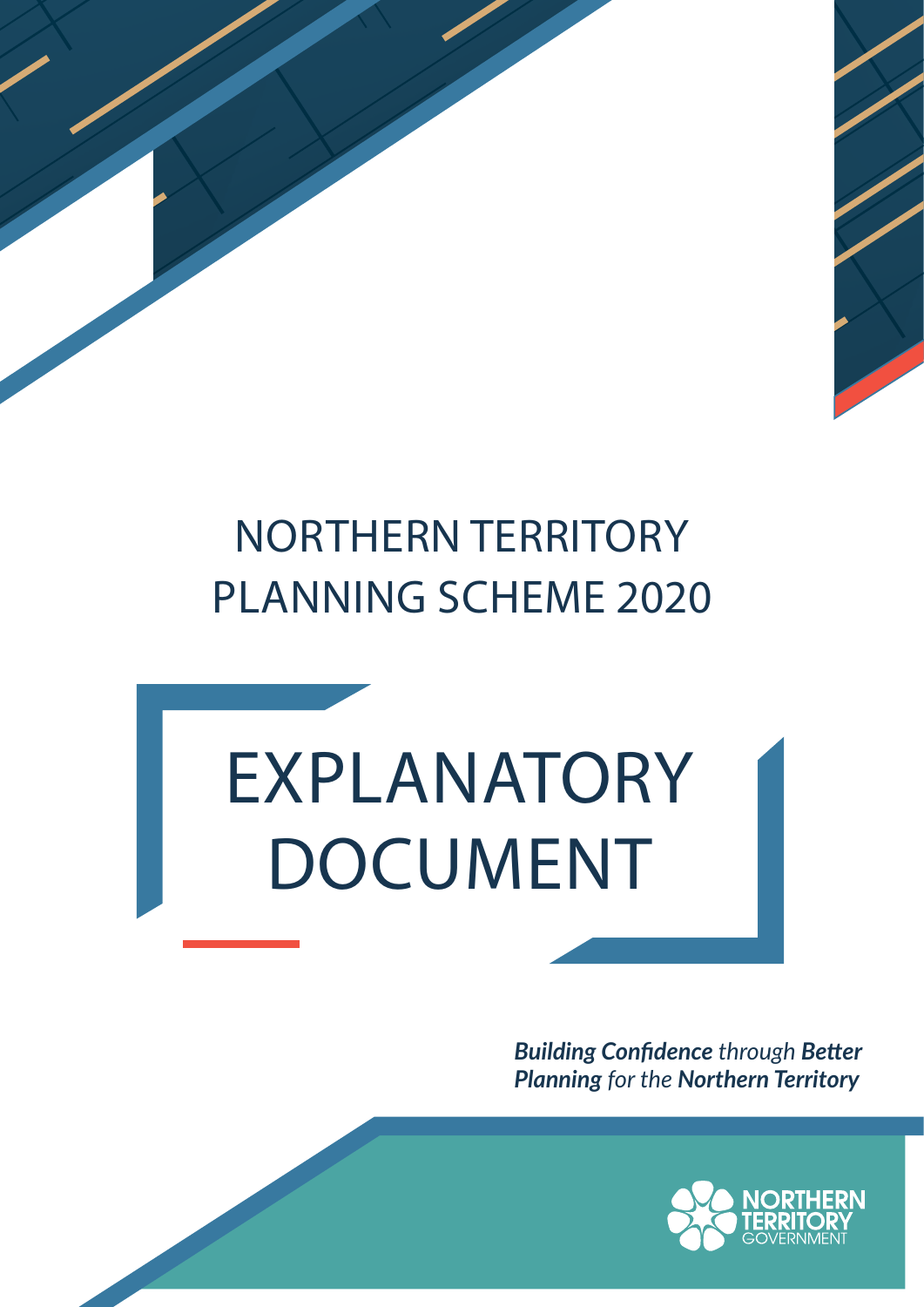# NORTHERN TERRITORY PLANNING SCHEME 2020

# EXPLANATORY DOCUMENT

***Building Confidence** through **Better Planning** for the **Northern Territory***

NORTHERN TERRITORY GOVERNMENT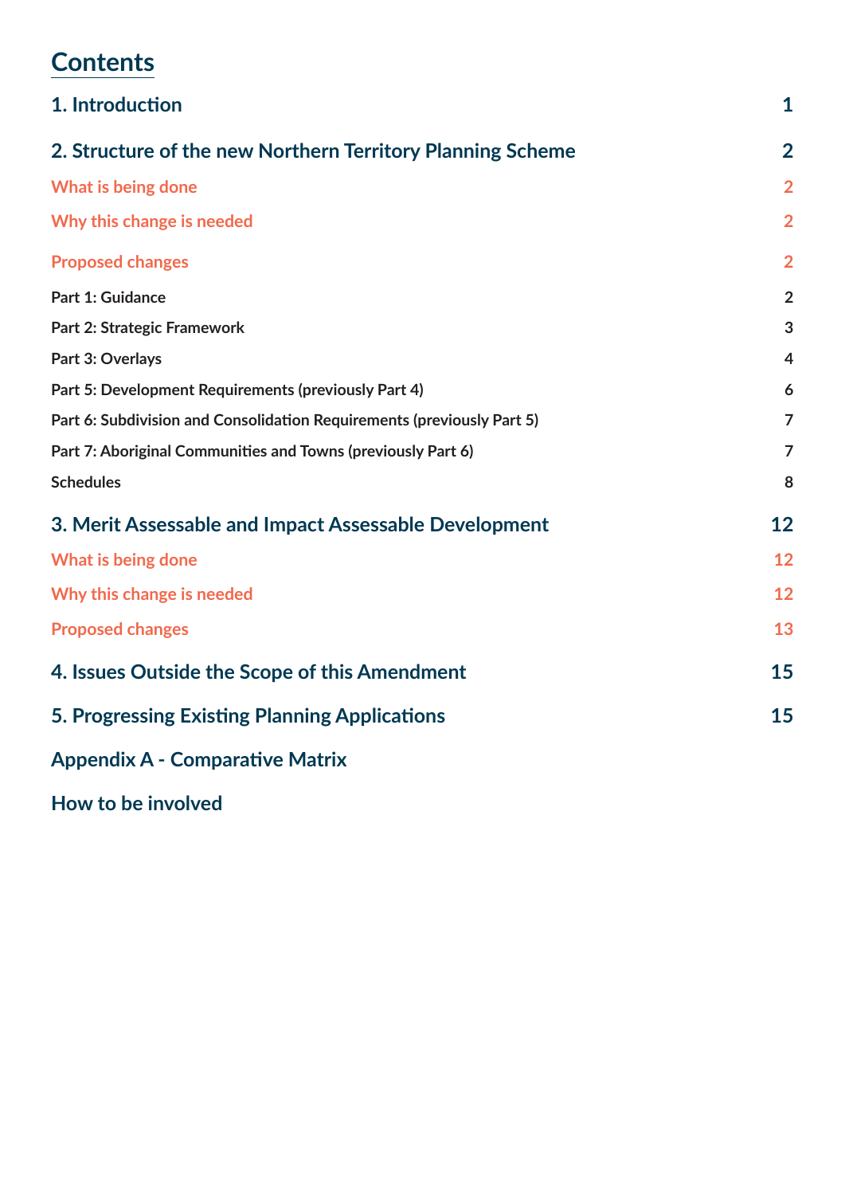# Contents

| | |
|---|---|
| **1. Introduction** | **1** |
| **2. Structure of the new Northern Territory Planning Scheme** | **2** |
| What is being done | 2 |
| Why this change is needed | 2 |
| Proposed changes | 2 |
| Part 1: Guidance | 2 |
| Part 2: Strategic Framework | 3 |
| Part 3: Overlays | 4 |
| Part 5: Development Requirements (previously Part 4) | 6 |
| Part 6: Subdivision and Consolidation Requirements (previously Part 5) | 7 |
| Part 7: Aboriginal Communities and Towns (previously Part 6) | 7 |
| Schedules | 8 |
| **3. Merit Assessable and Impact Assessable Development** | **12** |
| What is being done | 12 |
| Why this change is needed | 12 |
| Proposed changes | 13 |
| **4. Issues Outside the Scope of this Amendment** | **15** |
| **5. Progressing Existing Planning Applications** | **15** |
| **Appendix A - Comparative Matrix** | |
| **How to be involved** | |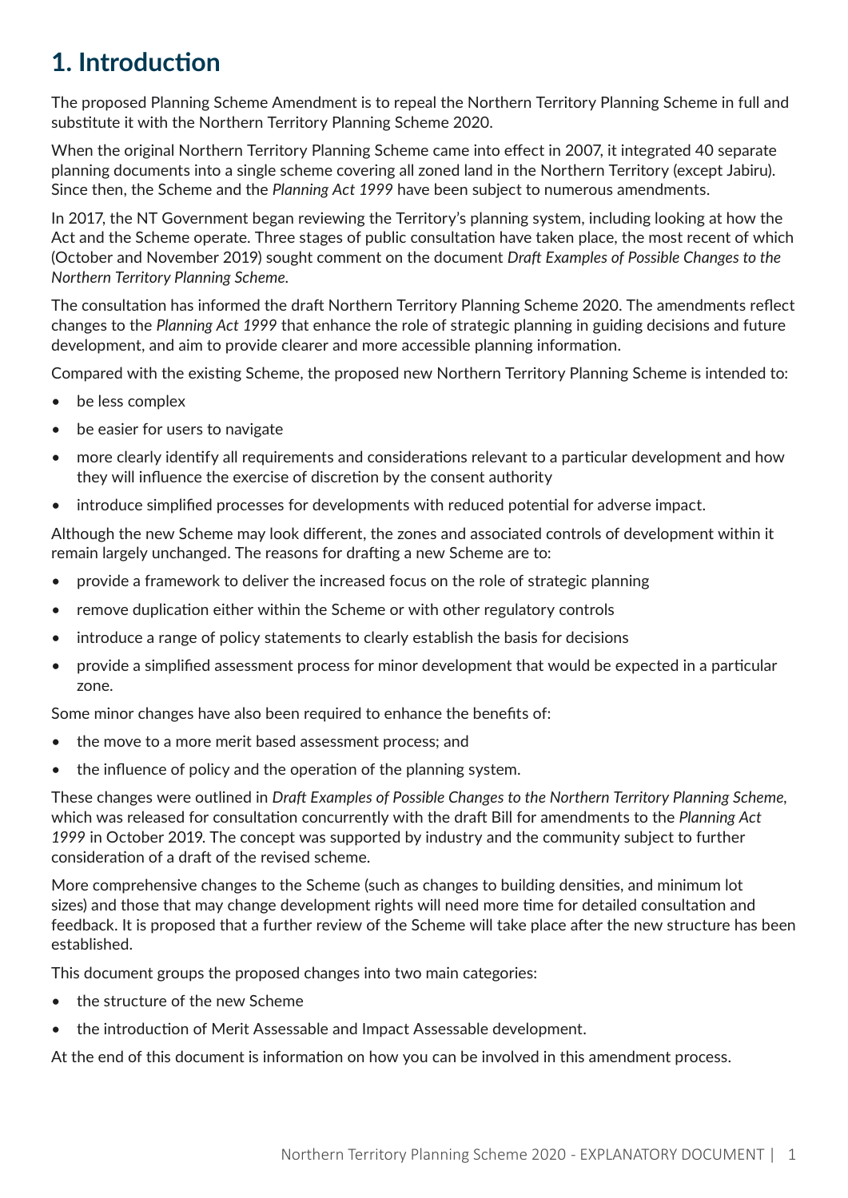# 1. Introduction

The proposed Planning Scheme Amendment is to repeal the Northern Territory Planning Scheme in full and substitute it with the Northern Territory Planning Scheme 2020.

When the original Northern Territory Planning Scheme came into effect in 2007, it integrated 40 separate planning documents into a single scheme covering all zoned land in the Northern Territory (except Jabiru). Since then, the Scheme and the *Planning Act 1999* have been subject to numerous amendments.

In 2017, the NT Government began reviewing the Territory's planning system, including looking at how the Act and the Scheme operate. Three stages of public consultation have taken place, the most recent of which (October and November 2019) sought comment on the document *Draft Examples of Possible Changes to the Northern Territory Planning Scheme.*

The consultation has informed the draft Northern Territory Planning Scheme 2020. The amendments reflect changes to the *Planning Act 1999* that enhance the role of strategic planning in guiding decisions and future development, and aim to provide clearer and more accessible planning information.

Compared with the existing Scheme, the proposed new Northern Territory Planning Scheme is intended to:

- be less complex
- be easier for users to navigate
- more clearly identify all requirements and considerations relevant to a particular development and how they will influence the exercise of discretion by the consent authority
- introduce simplified processes for developments with reduced potential for adverse impact.

Although the new Scheme may look different, the zones and associated controls of development within it remain largely unchanged. The reasons for drafting a new Scheme are to:

- provide a framework to deliver the increased focus on the role of strategic planning
- remove duplication either within the Scheme or with other regulatory controls
- introduce a range of policy statements to clearly establish the basis for decisions
- provide a simplified assessment process for minor development that would be expected in a particular zone.

Some minor changes have also been required to enhance the benefits of:

- the move to a more merit based assessment process; and
- the influence of policy and the operation of the planning system.

These changes were outlined in *Draft Examples of Possible Changes to the Northern Territory Planning Scheme*, which was released for consultation concurrently with the draft Bill for amendments to the *Planning Act 1999* in October 2019. The concept was supported by industry and the community subject to further consideration of a draft of the revised scheme.

More comprehensive changes to the Scheme (such as changes to building densities, and minimum lot sizes) and those that may change development rights will need more time for detailed consultation and feedback. It is proposed that a further review of the Scheme will take place after the new structure has been established.

This document groups the proposed changes into two main categories:

- the structure of the new Scheme
- the introduction of Merit Assessable and Impact Assessable development.

At the end of this document is information on how you can be involved in this amendment process.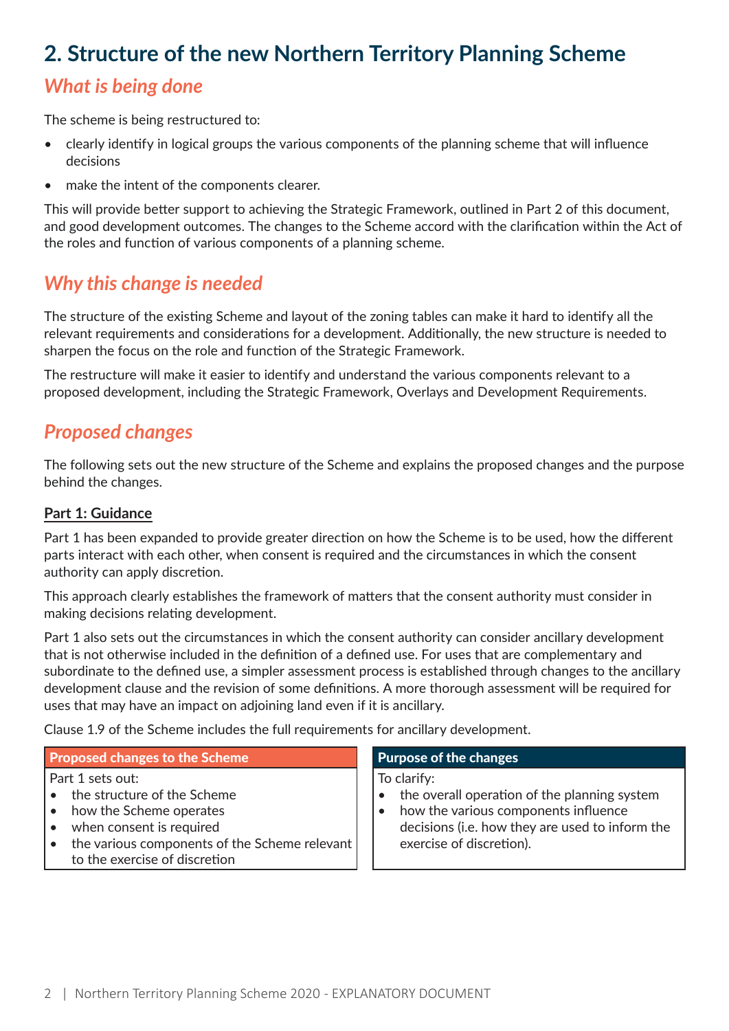## 2. Structure of the new Northern Territory Planning Scheme

### *What is being done*

The scheme is being restructured to:

- clearly identify in logical groups the various components of the planning scheme that will influence decisions
- make the intent of the components clearer.

This will provide better support to achieving the Strategic Framework, outlined in Part 2 of this document, and good development outcomes. The changes to the Scheme accord with the clarification within the Act of the roles and function of various components of a planning scheme.

### *Why this change is needed*

The structure of the existing Scheme and layout of the zoning tables can make it hard to identify all the relevant requirements and considerations for a development. Additionally, the new structure is needed to sharpen the focus on the role and function of the Strategic Framework.

The restructure will make it easier to identify and understand the various components relevant to a proposed development, including the Strategic Framework, Overlays and Development Requirements.

### *Proposed changes*

The following sets out the new structure of the Scheme and explains the proposed changes and the purpose behind the changes.

**Part 1: Guidance**

Part 1 has been expanded to provide greater direction on how the Scheme is to be used, how the different parts interact with each other, when consent is required and the circumstances in which the consent authority can apply discretion.

This approach clearly establishes the framework of matters that the consent authority must consider in making decisions relating development.

Part 1 also sets out the circumstances in which the consent authority can consider ancillary development that is not otherwise included in the definition of a defined use. For uses that are complementary and subordinate to the defined use, a simpler assessment process is established through changes to the ancillary development clause and the revision of some definitions. A more thorough assessment will be required for uses that may have an impact on adjoining land even if it is ancillary.

Clause 1.9 of the Scheme includes the full requirements for ancillary development.

| Proposed changes to the Scheme | Purpose of the changes |
|---|---|
| Part 1 sets out:<br>• the structure of the Scheme<br>• how the Scheme operates<br>• when consent is required<br>• the various components of the Scheme relevant to the exercise of discretion | To clarify:<br>• the overall operation of the planning system<br>• how the various components influence decisions (i.e. how they are used to inform the exercise of discretion). |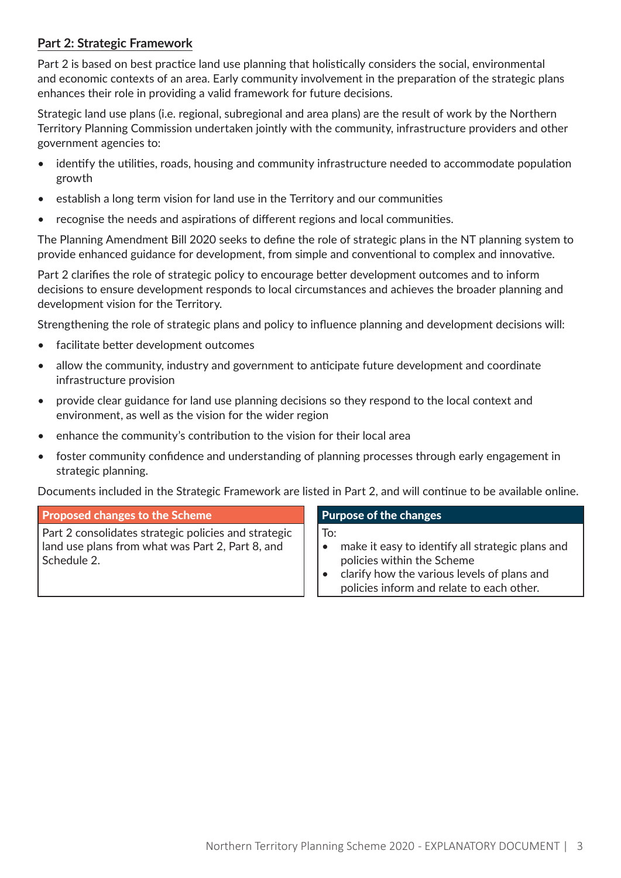## Part 2: Strategic Framework

Part 2 is based on best practice land use planning that holistically considers the social, environmental and economic contexts of an area. Early community involvement in the preparation of the strategic plans enhances their role in providing a valid framework for future decisions.

Strategic land use plans (i.e. regional, subregional and area plans) are the result of work by the Northern Territory Planning Commission undertaken jointly with the community, infrastructure providers and other government agencies to:

- identify the utilities, roads, housing and community infrastructure needed to accommodate population growth
- establish a long term vision for land use in the Territory and our communities
- recognise the needs and aspirations of different regions and local communities.

The Planning Amendment Bill 2020 seeks to define the role of strategic plans in the NT planning system to provide enhanced guidance for development, from simple and conventional to complex and innovative.

Part 2 clarifies the role of strategic policy to encourage better development outcomes and to inform decisions to ensure development responds to local circumstances and achieves the broader planning and development vision for the Territory.

Strengthening the role of strategic plans and policy to influence planning and development decisions will:

- facilitate better development outcomes
- allow the community, industry and government to anticipate future development and coordinate infrastructure provision
- provide clear guidance for land use planning decisions so they respond to the local context and environment, as well as the vision for the wider region
- enhance the community's contribution to the vision for their local area
- foster community confidence and understanding of planning processes through early engagement in strategic planning.

Documents included in the Strategic Framework are listed in Part 2, and will continue to be available online.

| Proposed changes to the Scheme | Purpose of the changes |
|---|---|
| Part 2 consolidates strategic policies and strategic land use plans from what was Part 2, Part 8, and Schedule 2. | To:<br>• make it easy to identify all strategic plans and policies within the Scheme<br>• clarify how the various levels of plans and policies inform and relate to each other. |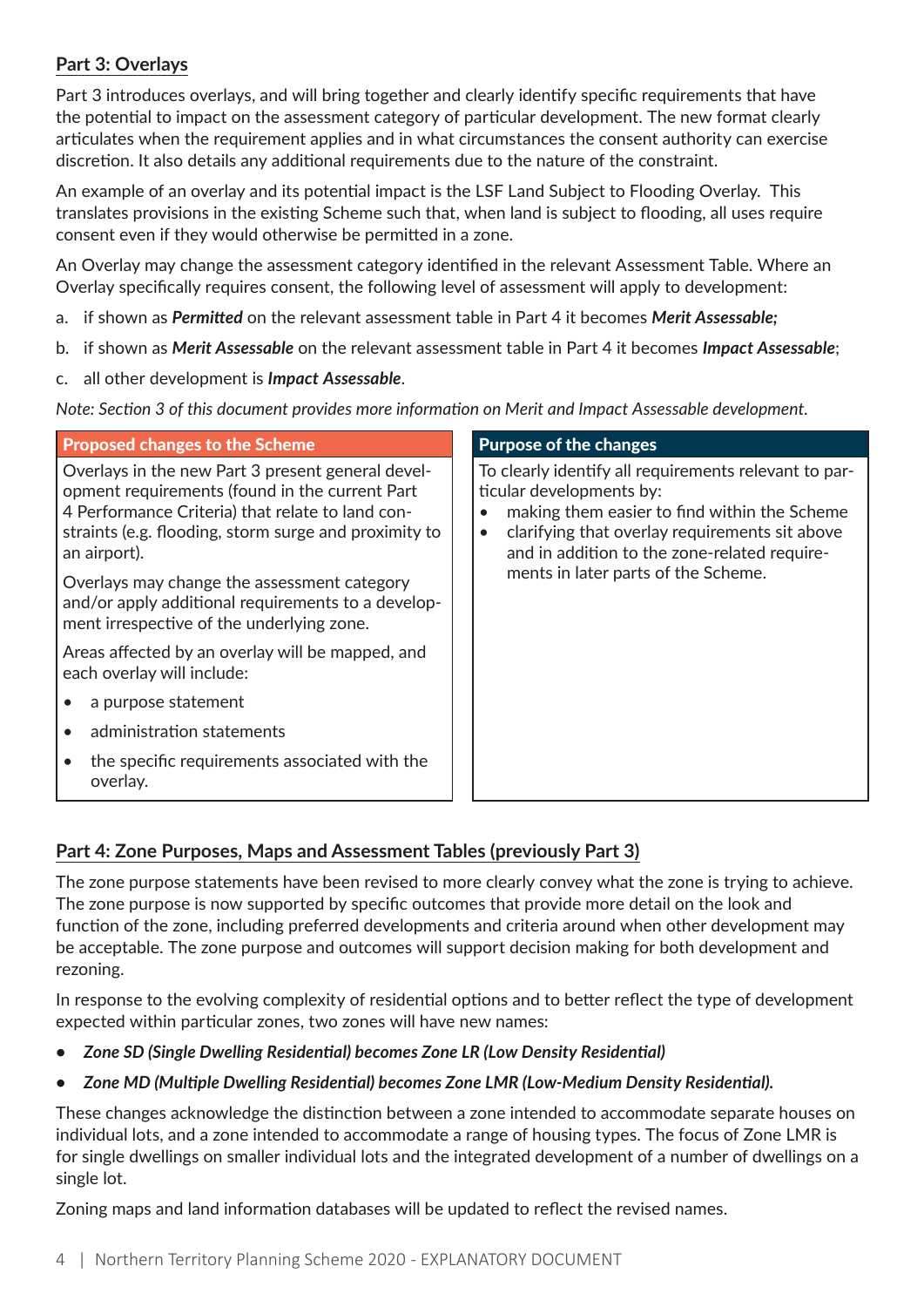## Part 3: Overlays

Part 3 introduces overlays, and will bring together and clearly identify specific requirements that have the potential to impact on the assessment category of particular development. The new format clearly articulates when the requirement applies and in what circumstances the consent authority can exercise discretion. It also details any additional requirements due to the nature of the constraint.

An example of an overlay and its potential impact is the LSF Land Subject to Flooding Overlay. This translates provisions in the existing Scheme such that, when land is subject to flooding, all uses require consent even if they would otherwise be permitted in a zone.

An Overlay may change the assessment category identified in the relevant Assessment Table. Where an Overlay specifically requires consent, the following level of assessment will apply to development:

a. if shown as ***Permitted*** on the relevant assessment table in Part 4 it becomes ***Merit Assessable;***

b. if shown as ***Merit Assessable*** on the relevant assessment table in Part 4 it becomes ***Impact Assessable***;

c. all other development is ***Impact Assessable***.

*Note: Section 3 of this document provides more information on Merit and Impact Assessable development.*

| Proposed changes to the Scheme | Purpose of the changes |
|---|---|
| Overlays in the new Part 3 present general development requirements (found in the current Part 4 Performance Criteria) that relate to land constraints (e.g. flooding, storm surge and proximity to an airport).<br><br>Overlays may change the assessment category and/or apply additional requirements to a development irrespective of the underlying zone.<br><br>Areas affected by an overlay will be mapped, and each overlay will include:<br>• a purpose statement<br>• administration statements<br>• the specific requirements associated with the overlay. | To clearly identify all requirements relevant to particular developments by:<br>• making them easier to find within the Scheme<br>• clarifying that overlay requirements sit above and in addition to the zone-related requirements in later parts of the Scheme. |

## Part 4: Zone Purposes, Maps and Assessment Tables (previously Part 3)

The zone purpose statements have been revised to more clearly convey what the zone is trying to achieve. The zone purpose is now supported by specific outcomes that provide more detail on the look and function of the zone, including preferred developments and criteria around when other development may be acceptable. The zone purpose and outcomes will support decision making for both development and rezoning.

In response to the evolving complexity of residential options and to better reflect the type of development expected within particular zones, two zones will have new names:

- ***Zone SD (Single Dwelling Residential) becomes Zone LR (Low Density Residential)***
- ***Zone MD (Multiple Dwelling Residential) becomes Zone LMR (Low-Medium Density Residential).***

These changes acknowledge the distinction between a zone intended to accommodate separate houses on individual lots, and a zone intended to accommodate a range of housing types. The focus of Zone LMR is for single dwellings on smaller individual lots and the integrated development of a number of dwellings on a single lot.

Zoning maps and land information databases will be updated to reflect the revised names.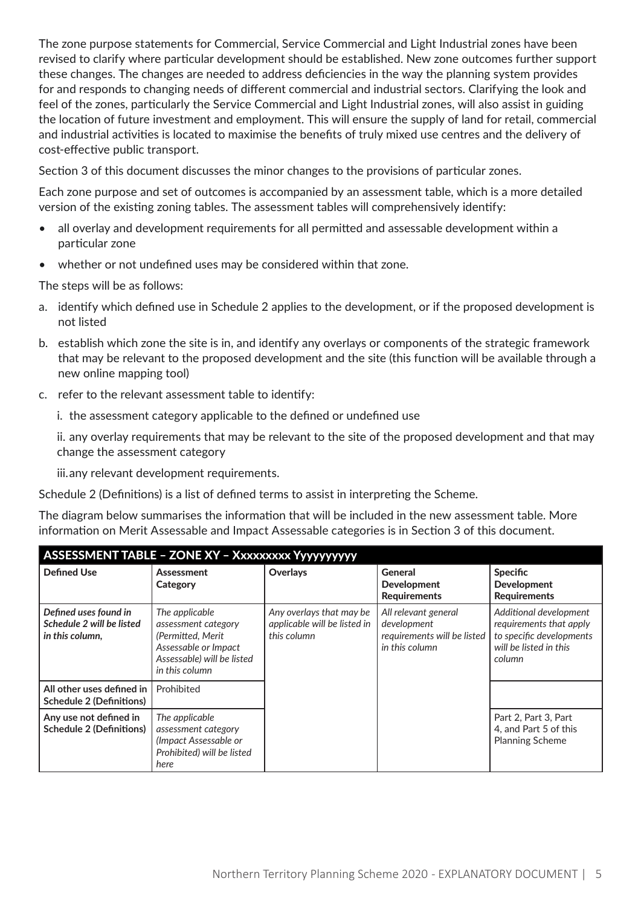The zone purpose statements for Commercial, Service Commercial and Light Industrial zones have been revised to clarify where particular development should be established. New zone outcomes further support these changes. The changes are needed to address deficiencies in the way the planning system provides for and responds to changing needs of different commercial and industrial sectors. Clarifying the look and feel of the zones, particularly the Service Commercial and Light Industrial zones, will also assist in guiding the location of future investment and employment. This will ensure the supply of land for retail, commercial and industrial activities is located to maximise the benefits of truly mixed use centres and the delivery of cost-effective public transport.

Section 3 of this document discusses the minor changes to the provisions of particular zones.

Each zone purpose and set of outcomes is accompanied by an assessment table, which is a more detailed version of the existing zoning tables. The assessment tables will comprehensively identify:

- all overlay and development requirements for all permitted and assessable development within a particular zone
- whether or not undefined uses may be considered within that zone.

The steps will be as follows:

a. identify which defined use in Schedule 2 applies to the development, or if the proposed development is not listed

b. establish which zone the site is in, and identify any overlays or components of the strategic framework that may be relevant to the proposed development and the site (this function will be available through a new online mapping tool)

c. refer to the relevant assessment table to identify:

   i. the assessment category applicable to the defined or undefined use

   ii. any overlay requirements that may be relevant to the site of the proposed development and that may change the assessment category

   iii. any relevant development requirements.

Schedule 2 (Definitions) is a list of defined terms to assist in interpreting the Scheme.

The diagram below summarises the information that will be included in the new assessment table. More information on Merit Assessable and Impact Assessable categories is in Section 3 of this document.

| **ASSESSMENT TABLE – ZONE XY – Xxxxxxxxx Yyyyyyyyyy** | | | | |
|---|---|---|---|---|
| **Defined Use** | **Assessment Category** | **Overlays** | **General Development Requirements** | **Specific Development Requirements** |
| *Defined uses found in Schedule 2 will be listed in this column,* | *The applicable assessment category (Permitted, Merit Assessable or Impact Assessable) will be listed in this column* | *Any overlays that may be applicable will be listed in this column* | *All relevant general development requirements will be listed in this column* | *Additional development requirements that apply to specific developments will be listed in this column* |
| **All other uses defined in Schedule 2 (Definitions)** | Prohibited | | | |
| **Any use not defined in Schedule 2 (Definitions)** | *The applicable assessment category (Impact Assessable or Prohibited) will be listed here* | | | Part 2, Part 3, Part 4, and Part 5 of this Planning Scheme |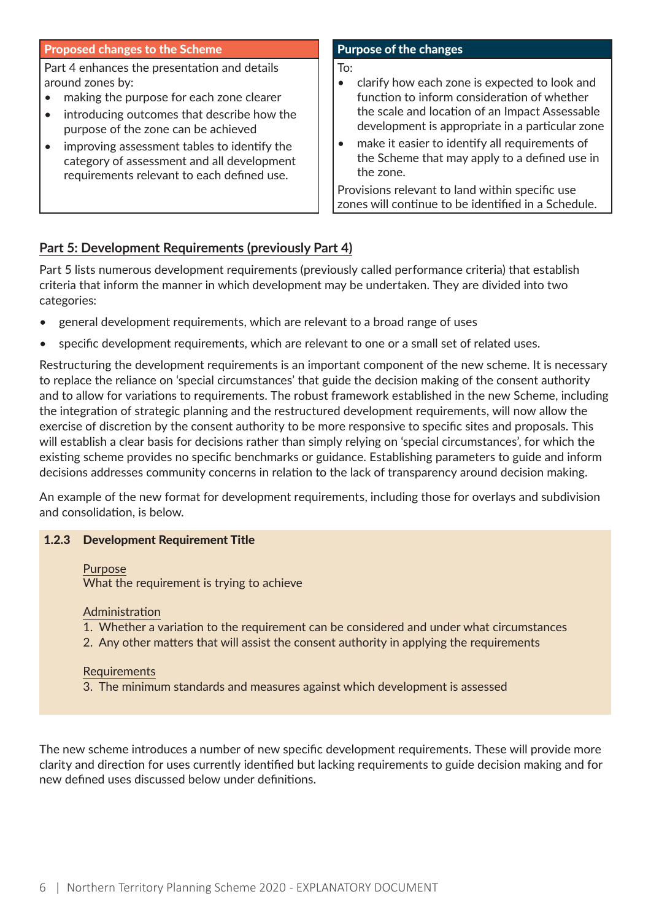| Proposed changes to the Scheme | Purpose of the changes |
|---|---|
| Part 4 enhances the presentation and details around zones by:<br>• making the purpose for each zone clearer<br>• introducing outcomes that describe how the purpose of the zone can be achieved<br>• improving assessment tables to identify the category of assessment and all development requirements relevant to each defined use. | To:<br>• clarify how each zone is expected to look and function to inform consideration of whether the scale and location of an Impact Assessable development is appropriate in a particular zone<br>• make it easier to identify all requirements of the Scheme that may apply to a defined use in the zone.<br>Provisions relevant to land within specific use zones will continue to be identified in a Schedule. |

## Part 5: Development Requirements (previously Part 4)

Part 5 lists numerous development requirements (previously called performance criteria) that establish criteria that inform the manner in which development may be undertaken. They are divided into two categories:

- general development requirements, which are relevant to a broad range of uses
- specific development requirements, which are relevant to one or a small set of related uses.

Restructuring the development requirements is an important component of the new scheme. It is necessary to replace the reliance on 'special circumstances' that guide the decision making of the consent authority and to allow for variations to requirements. The robust framework established in the new Scheme, including the integration of strategic planning and the restructured development requirements, will now allow the exercise of discretion by the consent authority to be more responsive to specific sites and proposals. This will establish a clear basis for decisions rather than simply relying on 'special circumstances', for which the existing scheme provides no specific benchmarks or guidance. Establishing parameters to guide and inform decisions addresses community concerns in relation to the lack of transparency around decision making.

An example of the new format for development requirements, including those for overlays and subdivision and consolidation, is below.

**1.2.3 Development Requirement Title**

Purpose
What the requirement is trying to achieve

Administration
1. Whether a variation to the requirement can be considered and under what circumstances
2. Any other matters that will assist the consent authority in applying the requirements

Requirements
3. The minimum standards and measures against which development is assessed

The new scheme introduces a number of new specific development requirements. These will provide more clarity and direction for uses currently identified but lacking requirements to guide decision making and for new defined uses discussed below under definitions.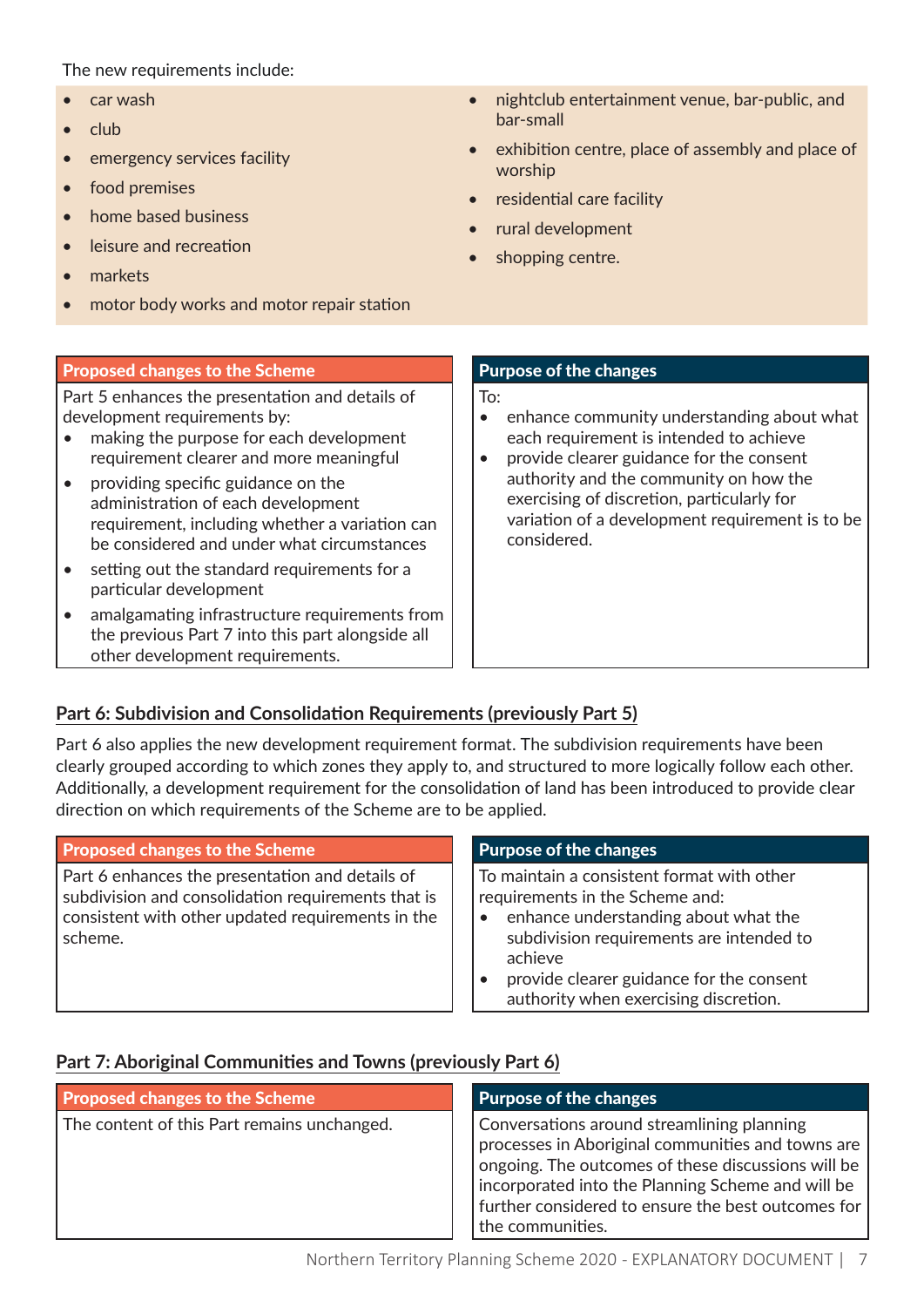The new requirements include:

- car wash
- club
- emergency services facility
- food premises
- home based business
- leisure and recreation
- markets
- motor body works and motor repair station
- nightclub entertainment venue, bar-public, and bar-small
- exhibition centre, place of assembly and place of worship
- residential care facility
- rural development
- shopping centre.

| Proposed changes to the Scheme | Purpose of the changes |
|---|---|
| Part 5 enhances the presentation and details of development requirements by:<br>• making the purpose for each development requirement clearer and more meaningful<br>• providing specific guidance on the administration of each development requirement, including whether a variation can be considered and under what circumstances<br>• setting out the standard requirements for a particular development<br>• amalgamating infrastructure requirements from the previous Part 7 into this part alongside all other development requirements. | To:<br>• enhance community understanding about what each requirement is intended to achieve<br>• provide clearer guidance for the consent authority and the community on how the exercising of discretion, particularly for variation of a development requirement is to be considered. |

## Part 6: Subdivision and Consolidation Requirements (previously Part 5)

Part 6 also applies the new development requirement format. The subdivision requirements have been clearly grouped according to which zones they apply to, and structured to more logically follow each other. Additionally, a development requirement for the consolidation of land has been introduced to provide clear direction on which requirements of the Scheme are to be applied.

| Proposed changes to the Scheme | Purpose of the changes |
|---|---|
| Part 6 enhances the presentation and details of subdivision and consolidation requirements that is consistent with other updated requirements in the scheme. | To maintain a consistent format with other requirements in the Scheme and:<br>• enhance understanding about what the subdivision requirements are intended to achieve<br>• provide clearer guidance for the consent authority when exercising discretion. |

## Part 7: Aboriginal Communities and Towns (previously Part 6)

| Proposed changes to the Scheme | Purpose of the changes |
|---|---|
| The content of this Part remains unchanged. | Conversations around streamlining planning processes in Aboriginal communities and towns are ongoing. The outcomes of these discussions will be incorporated into the Planning Scheme and will be further considered to ensure the best outcomes for the communities. |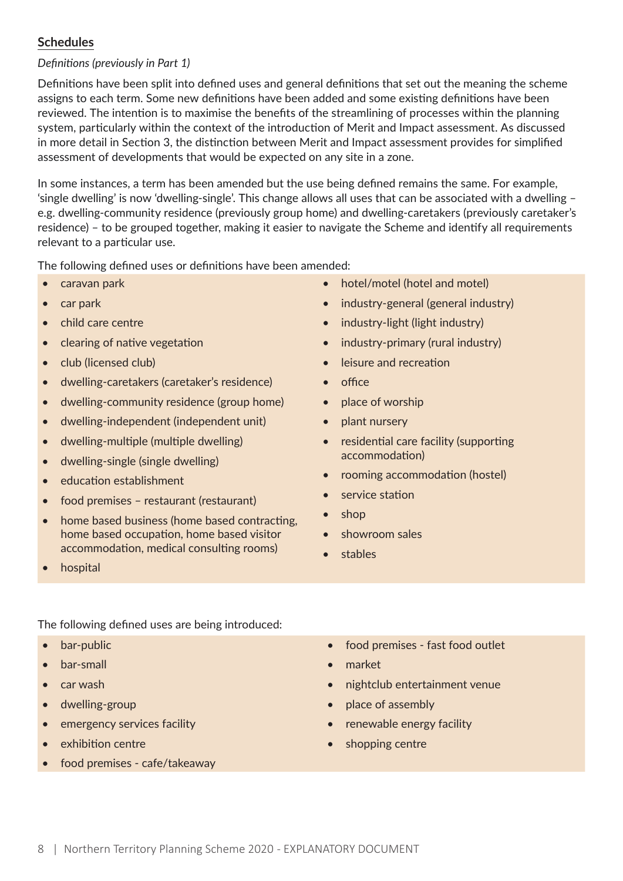## Schedules

*Definitions (previously in Part 1)*

Definitions have been split into defined uses and general definitions that set out the meaning the scheme assigns to each term. Some new definitions have been added and some existing definitions have been reviewed. The intention is to maximise the benefits of the streamlining of processes within the planning system, particularly within the context of the introduction of Merit and Impact assessment. As discussed in more detail in Section 3, the distinction between Merit and Impact assessment provides for simplified assessment of developments that would be expected on any site in a zone.

In some instances, a term has been amended but the use being defined remains the same. For example, 'single dwelling' is now 'dwelling-single'. This change allows all uses that can be associated with a dwelling – e.g. dwelling-community residence (previously group home) and dwelling-caretakers (previously caretaker's residence) – to be grouped together, making it easier to navigate the Scheme and identify all requirements relevant to a particular use.

The following defined uses or definitions have been amended:

- caravan park
- car park
- child care centre
- clearing of native vegetation
- club (licensed club)
- dwelling-caretakers (caretaker's residence)
- dwelling-community residence (group home)
- dwelling-independent (independent unit)
- dwelling-multiple (multiple dwelling)
- dwelling-single (single dwelling)
- education establishment
- food premises – restaurant (restaurant)
- home based business (home based contracting, home based occupation, home based visitor accommodation, medical consulting rooms)
- hospital
- hotel/motel (hotel and motel)
- industry-general (general industry)
- industry-light (light industry)
- industry-primary (rural industry)
- leisure and recreation
- office
- place of worship
- plant nursery
- residential care facility (supporting accommodation)
- rooming accommodation (hostel)
- service station
- shop
- showroom sales
- stables

The following defined uses are being introduced:

- bar-public
- bar-small
- car wash
- dwelling-group
- emergency services facility
- exhibition centre
- food premises - cafe/takeaway
- food premises - fast food outlet
- market
- nightclub entertainment venue
- place of assembly
- renewable energy facility
- shopping centre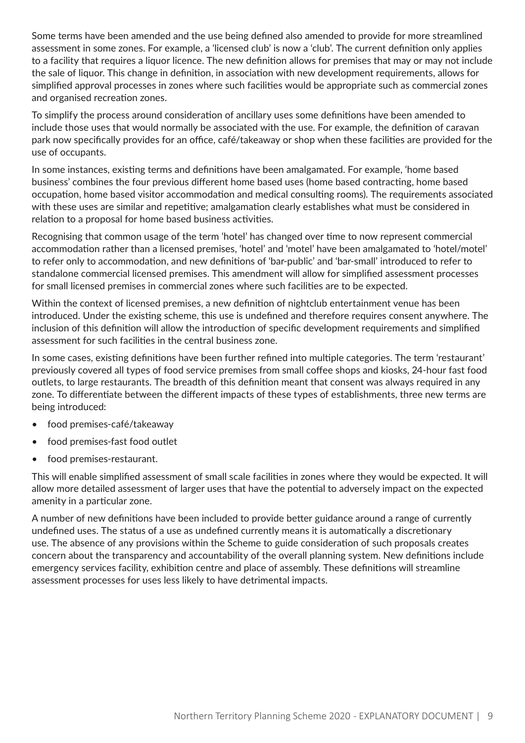Some terms have been amended and the use being defined also amended to provide for more streamlined assessment in some zones. For example, a 'licensed club' is now a 'club'. The current definition only applies to a facility that requires a liquor licence. The new definition allows for premises that may or may not include the sale of liquor. This change in definition, in association with new development requirements, allows for simplified approval processes in zones where such facilities would be appropriate such as commercial zones and organised recreation zones.

To simplify the process around consideration of ancillary uses some definitions have been amended to include those uses that would normally be associated with the use. For example, the definition of caravan park now specifically provides for an office, café/takeaway or shop when these facilities are provided for the use of occupants.

In some instances, existing terms and definitions have been amalgamated. For example, 'home based business' combines the four previous different home based uses (home based contracting, home based occupation, home based visitor accommodation and medical consulting rooms). The requirements associated with these uses are similar and repetitive; amalgamation clearly establishes what must be considered in relation to a proposal for home based business activities.

Recognising that common usage of the term 'hotel' has changed over time to now represent commercial accommodation rather than a licensed premises, 'hotel' and 'motel' have been amalgamated to 'hotel/motel' to refer only to accommodation, and new definitions of 'bar-public' and 'bar-small' introduced to refer to standalone commercial licensed premises. This amendment will allow for simplified assessment processes for small licensed premises in commercial zones where such facilities are to be expected.

Within the context of licensed premises, a new definition of nightclub entertainment venue has been introduced. Under the existing scheme, this use is undefined and therefore requires consent anywhere. The inclusion of this definition will allow the introduction of specific development requirements and simplified assessment for such facilities in the central business zone.

In some cases, existing definitions have been further refined into multiple categories. The term 'restaurant' previously covered all types of food service premises from small coffee shops and kiosks, 24-hour fast food outlets, to large restaurants. The breadth of this definition meant that consent was always required in any zone. To differentiate between the different impacts of these types of establishments, three new terms are being introduced:

- food premises-café/takeaway
- food premises-fast food outlet
- food premises-restaurant.

This will enable simplified assessment of small scale facilities in zones where they would be expected. It will allow more detailed assessment of larger uses that have the potential to adversely impact on the expected amenity in a particular zone.

A number of new definitions have been included to provide better guidance around a range of currently undefined uses. The status of a use as undefined currently means it is automatically a discretionary use. The absence of any provisions within the Scheme to guide consideration of such proposals creates concern about the transparency and accountability of the overall planning system. New definitions include emergency services facility, exhibition centre and place of assembly. These definitions will streamline assessment processes for uses less likely to have detrimental impacts.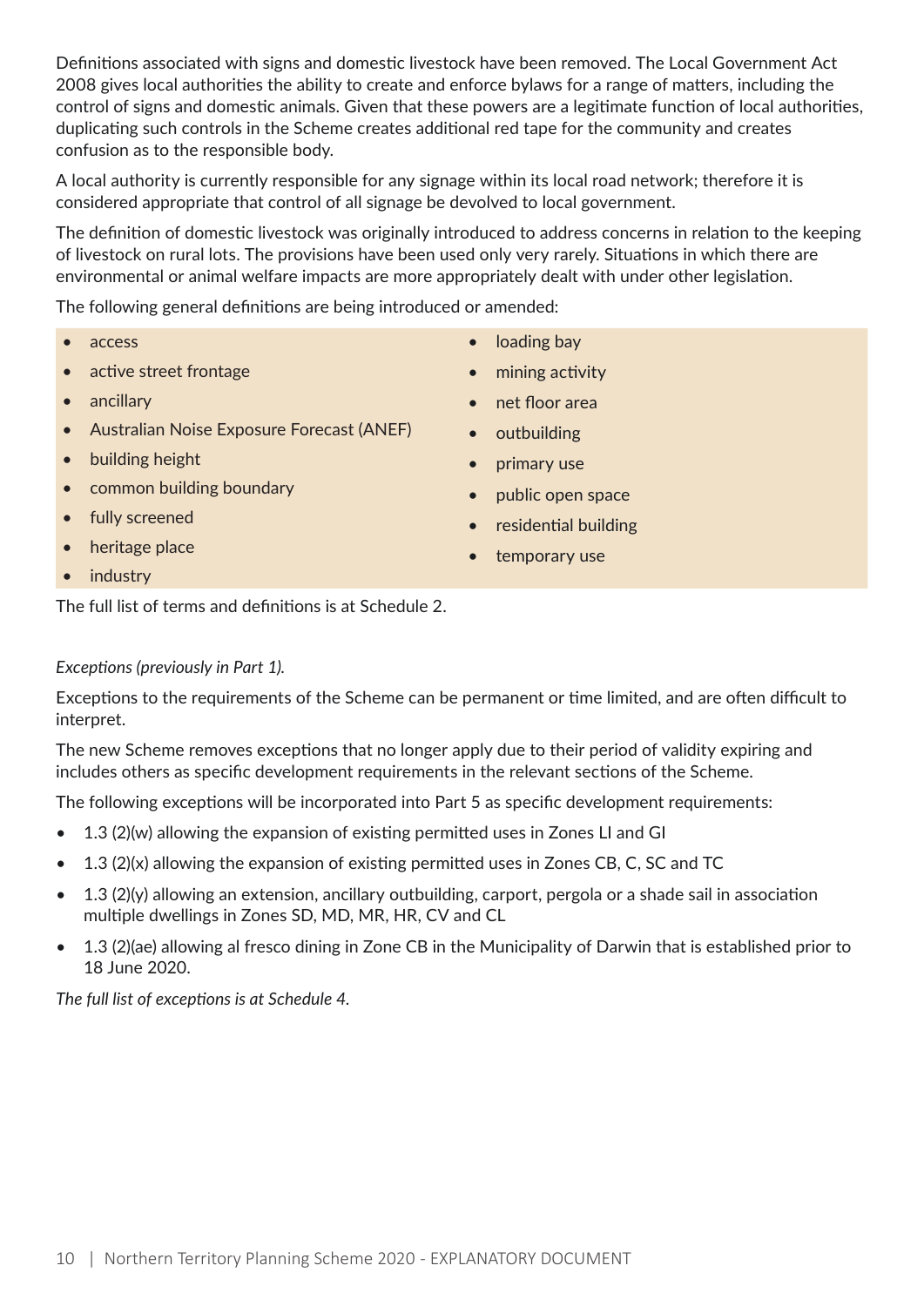Definitions associated with signs and domestic livestock have been removed. The Local Government Act 2008 gives local authorities the ability to create and enforce bylaws for a range of matters, including the control of signs and domestic animals. Given that these powers are a legitimate function of local authorities, duplicating such controls in the Scheme creates additional red tape for the community and creates confusion as to the responsible body.

A local authority is currently responsible for any signage within its local road network; therefore it is considered appropriate that control of all signage be devolved to local government.

The definition of domestic livestock was originally introduced to address concerns in relation to the keeping of livestock on rural lots. The provisions have been used only very rarely. Situations in which there are environmental or animal welfare impacts are more appropriately dealt with under other legislation.

The following general definitions are being introduced or amended:

- access
- active street frontage
- ancillary
- Australian Noise Exposure Forecast (ANEF)
- building height
- common building boundary
- fully screened
- heritage place
- industry
- loading bay
- mining activity
- net floor area
- outbuilding
- primary use
- public open space
- residential building
- temporary use

The full list of terms and definitions is at Schedule 2.

*Exceptions (previously in Part 1).*

Exceptions to the requirements of the Scheme can be permanent or time limited, and are often difficult to interpret.

The new Scheme removes exceptions that no longer apply due to their period of validity expiring and includes others as specific development requirements in the relevant sections of the Scheme.

The following exceptions will be incorporated into Part 5 as specific development requirements:

- 1.3 (2)(w) allowing the expansion of existing permitted uses in Zones LI and GI
- 1.3 (2)(x) allowing the expansion of existing permitted uses in Zones CB, C, SC and TC
- 1.3 (2)(y) allowing an extension, ancillary outbuilding, carport, pergola or a shade sail in association multiple dwellings in Zones SD, MD, MR, HR, CV and CL
- 1.3 (2)(ae) allowing al fresco dining in Zone CB in the Municipality of Darwin that is established prior to 18 June 2020.

*The full list of exceptions is at Schedule 4.*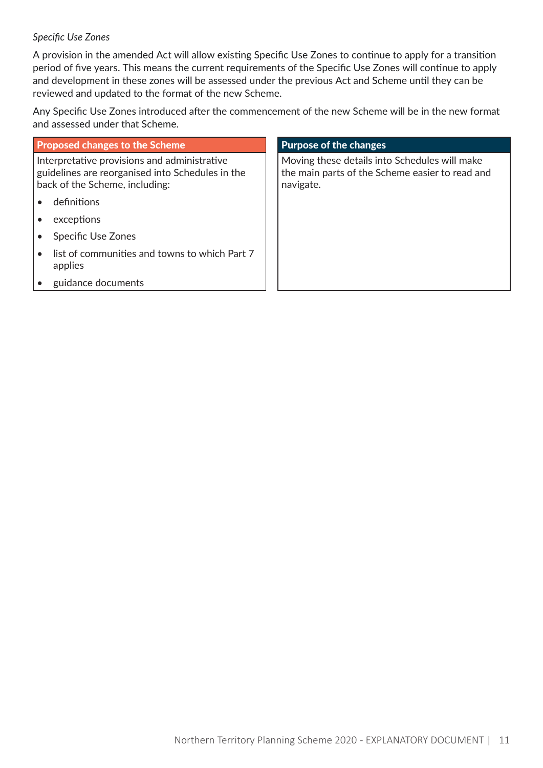*Specific Use Zones*

A provision in the amended Act will allow existing Specific Use Zones to continue to apply for a transition period of five years. This means the current requirements of the Specific Use Zones will continue to apply and development in these zones will be assessed under the previous Act and Scheme until they can be reviewed and updated to the format of the new Scheme.

Any Specific Use Zones introduced after the commencement of the new Scheme will be in the new format and assessed under that Scheme.

| Proposed changes to the Scheme | Purpose of the changes |
| --- | --- |
| Interpretative provisions and administrative guidelines are reorganised into Schedules in the back of the Scheme, including:<br>• definitions<br>• exceptions<br>• Specific Use Zones<br>• list of communities and towns to which Part 7 applies<br>• guidance documents | Moving these details into Schedules will make the main parts of the Scheme easier to read and navigate. |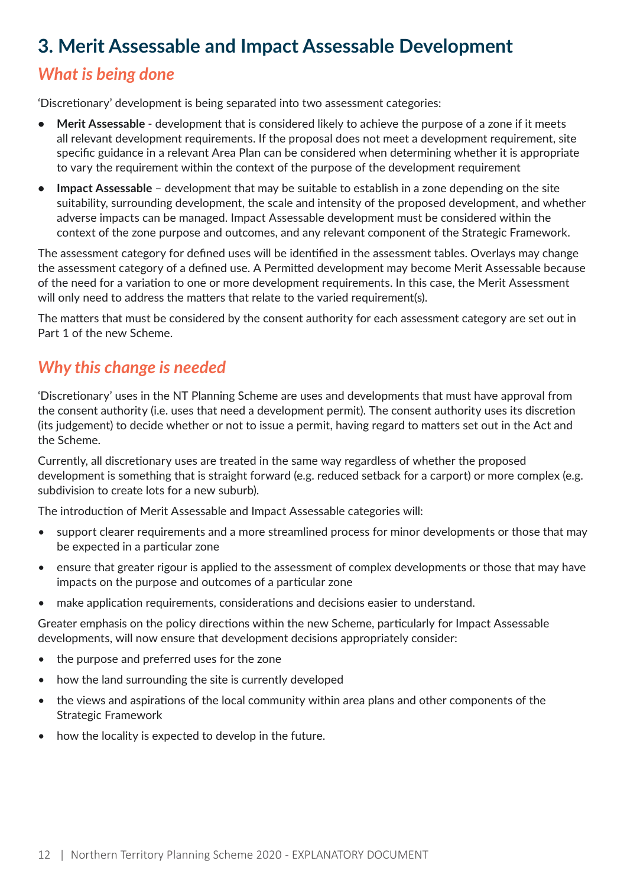# 3. Merit Assessable and Impact Assessable Development

## *What is being done*

'Discretionary' development is being separated into two assessment categories:

- **Merit Assessable** - development that is considered likely to achieve the purpose of a zone if it meets all relevant development requirements. If the proposal does not meet a development requirement, site specific guidance in a relevant Area Plan can be considered when determining whether it is appropriate to vary the requirement within the context of the purpose of the development requirement
- **Impact Assessable** – development that may be suitable to establish in a zone depending on the site suitability, surrounding development, the scale and intensity of the proposed development, and whether adverse impacts can be managed. Impact Assessable development must be considered within the context of the zone purpose and outcomes, and any relevant component of the Strategic Framework.

The assessment category for defined uses will be identified in the assessment tables. Overlays may change the assessment category of a defined use. A Permitted development may become Merit Assessable because of the need for a variation to one or more development requirements. In this case, the Merit Assessment will only need to address the matters that relate to the varied requirement(s).

The matters that must be considered by the consent authority for each assessment category are set out in Part 1 of the new Scheme.

## *Why this change is needed*

'Discretionary' uses in the NT Planning Scheme are uses and developments that must have approval from the consent authority (i.e. uses that need a development permit). The consent authority uses its discretion (its judgement) to decide whether or not to issue a permit, having regard to matters set out in the Act and the Scheme.

Currently, all discretionary uses are treated in the same way regardless of whether the proposed development is something that is straight forward (e.g. reduced setback for a carport) or more complex (e.g. subdivision to create lots for a new suburb).

The introduction of Merit Assessable and Impact Assessable categories will:

- support clearer requirements and a more streamlined process for minor developments or those that may be expected in a particular zone
- ensure that greater rigour is applied to the assessment of complex developments or those that may have impacts on the purpose and outcomes of a particular zone
- make application requirements, considerations and decisions easier to understand.

Greater emphasis on the policy directions within the new Scheme, particularly for Impact Assessable developments, will now ensure that development decisions appropriately consider:

- the purpose and preferred uses for the zone
- how the land surrounding the site is currently developed
- the views and aspirations of the local community within area plans and other components of the Strategic Framework
- how the locality is expected to develop in the future.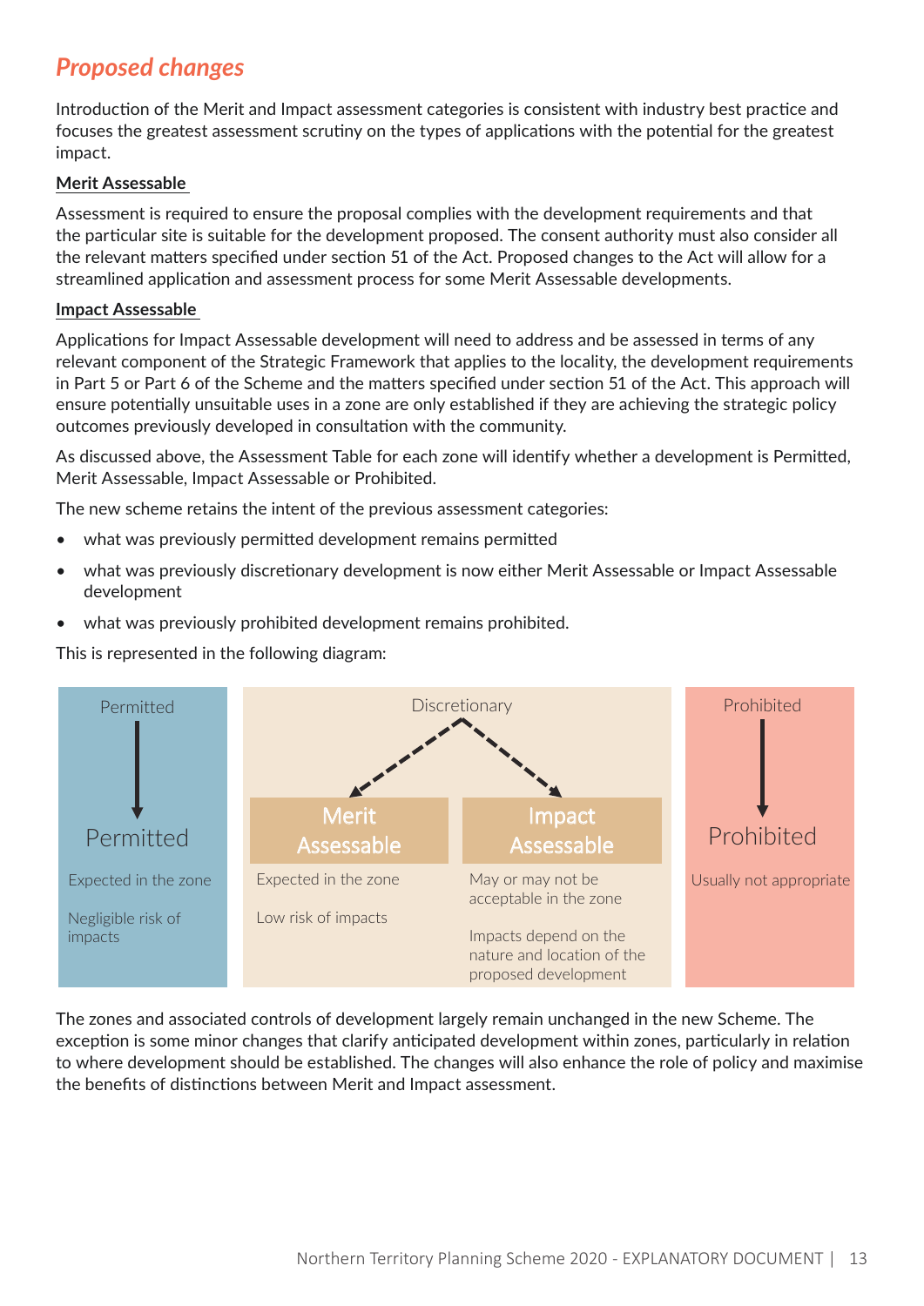## *Proposed changes*

Introduction of the Merit and Impact assessment categories is consistent with industry best practice and focuses the greatest assessment scrutiny on the types of applications with the potential for the greatest impact.

**Merit Assessable**

Assessment is required to ensure the proposal complies with the development requirements and that the particular site is suitable for the development proposed. The consent authority must also consider all the relevant matters specified under section 51 of the Act. Proposed changes to the Act will allow for a streamlined application and assessment process for some Merit Assessable developments.

**Impact Assessable**

Applications for Impact Assessable development will need to address and be assessed in terms of any relevant component of the Strategic Framework that applies to the locality, the development requirements in Part 5 or Part 6 of the Scheme and the matters specified under section 51 of the Act. This approach will ensure potentially unsuitable uses in a zone are only established if they are achieving the strategic policy outcomes previously developed in consultation with the community.

As discussed above, the Assessment Table for each zone will identify whether a development is Permitted, Merit Assessable, Impact Assessable or Prohibited.

The new scheme retains the intent of the previous assessment categories:

- what was previously permitted development remains permitted
- what was previously discretionary development is now either Merit Assessable or Impact Assessable development
- what was previously prohibited development remains prohibited.

This is represented in the following diagram:

| Permitted | Discretionary | | Prohibited |
|---|---|---|---|
| ↓ | ↙ | ↘ | ↓ |
| Permitted | Merit Assessable | Impact Assessable | Prohibited |
| Expected in the zone<br><br>Negligible risk of impacts | Expected in the zone<br><br>Low risk of impacts | May or may not be acceptable in the zone<br><br>Impacts depend on the nature and location of the proposed development | Usually not appropriate |

The zones and associated controls of development largely remain unchanged in the new Scheme. The exception is some minor changes that clarify anticipated development within zones, particularly in relation to where development should be established. The changes will also enhance the role of policy and maximise the benefits of distinctions between Merit and Impact assessment.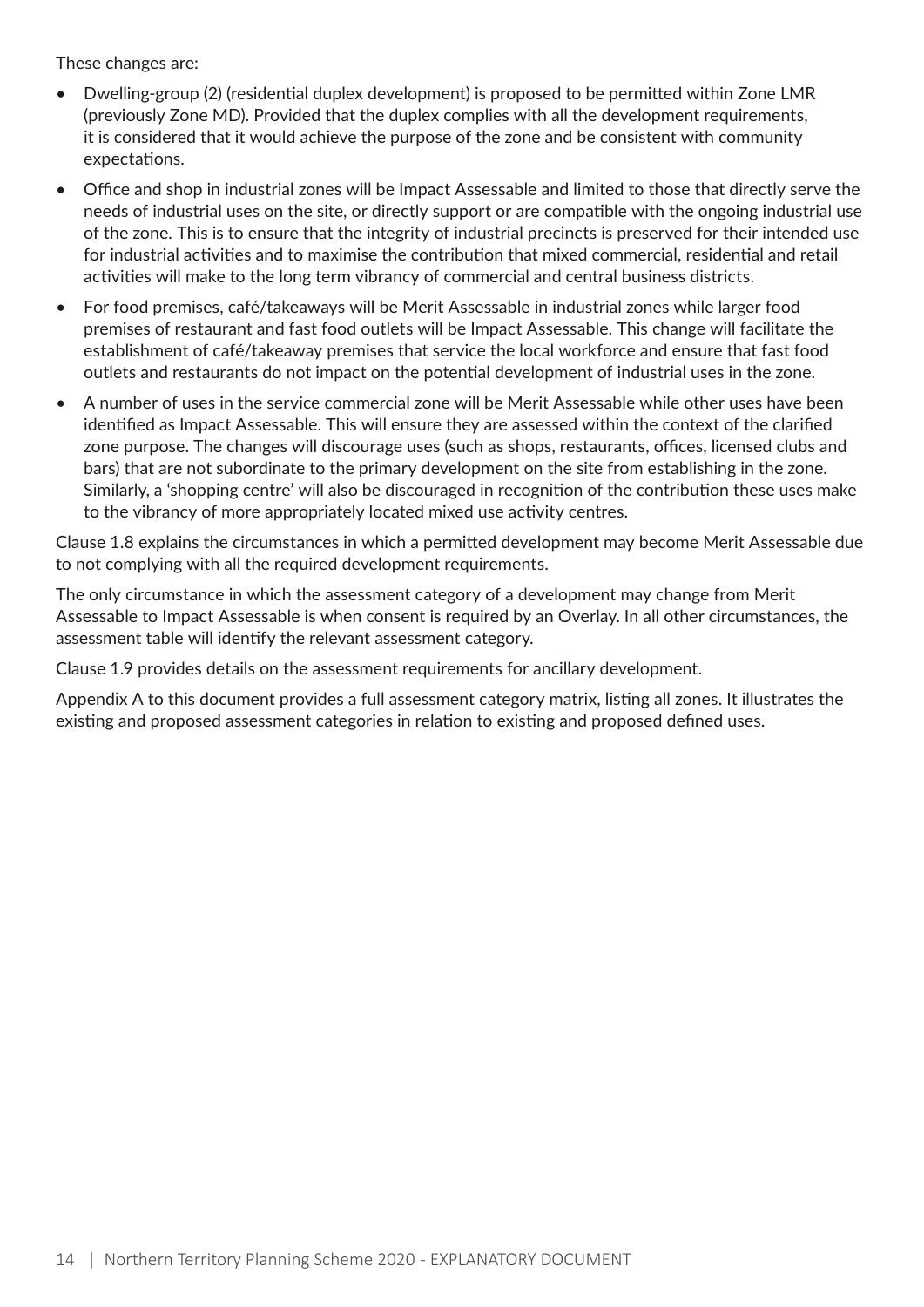These changes are:

- Dwelling-group (2) (residential duplex development) is proposed to be permitted within Zone LMR (previously Zone MD). Provided that the duplex complies with all the development requirements, it is considered that it would achieve the purpose of the zone and be consistent with community expectations.
- Office and shop in industrial zones will be Impact Assessable and limited to those that directly serve the needs of industrial uses on the site, or directly support or are compatible with the ongoing industrial use of the zone. This is to ensure that the integrity of industrial precincts is preserved for their intended use for industrial activities and to maximise the contribution that mixed commercial, residential and retail activities will make to the long term vibrancy of commercial and central business districts.
- For food premises, café/takeaways will be Merit Assessable in industrial zones while larger food premises of restaurant and fast food outlets will be Impact Assessable. This change will facilitate the establishment of café/takeaway premises that service the local workforce and ensure that fast food outlets and restaurants do not impact on the potential development of industrial uses in the zone.
- A number of uses in the service commercial zone will be Merit Assessable while other uses have been identified as Impact Assessable. This will ensure they are assessed within the context of the clarified zone purpose. The changes will discourage uses (such as shops, restaurants, offices, licensed clubs and bars) that are not subordinate to the primary development on the site from establishing in the zone. Similarly, a 'shopping centre' will also be discouraged in recognition of the contribution these uses make to the vibrancy of more appropriately located mixed use activity centres.

Clause 1.8 explains the circumstances in which a permitted development may become Merit Assessable due to not complying with all the required development requirements.

The only circumstance in which the assessment category of a development may change from Merit Assessable to Impact Assessable is when consent is required by an Overlay. In all other circumstances, the assessment table will identify the relevant assessment category.

Clause 1.9 provides details on the assessment requirements for ancillary development.

Appendix A to this document provides a full assessment category matrix, listing all zones. It illustrates the existing and proposed assessment categories in relation to existing and proposed defined uses.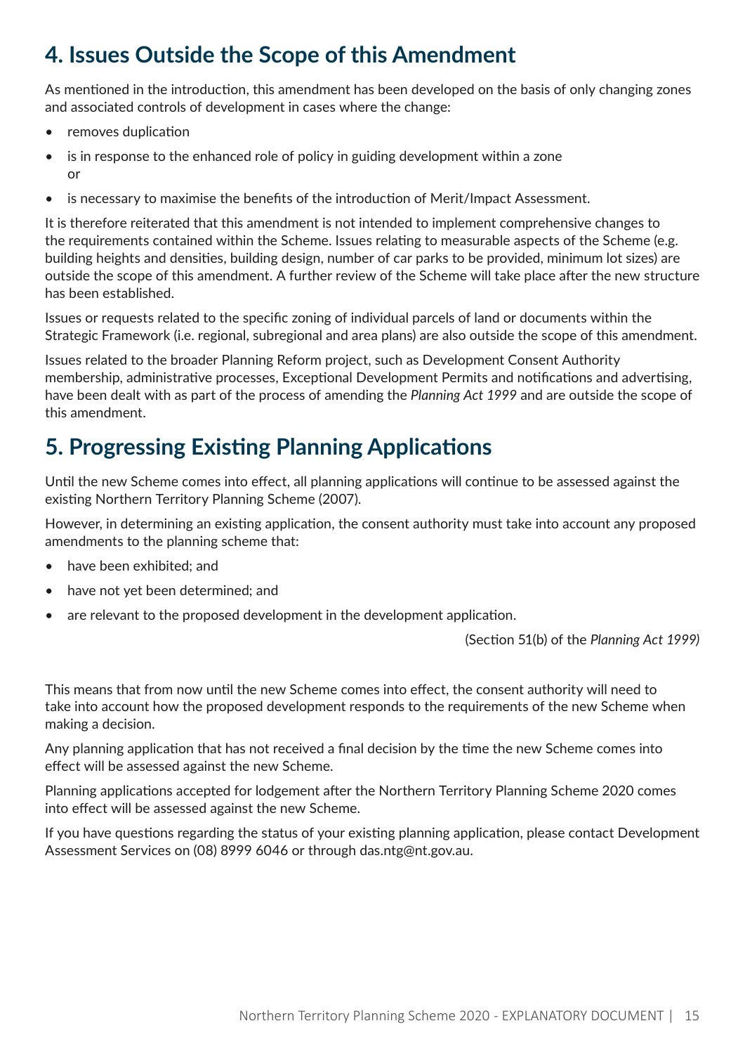## 4. Issues Outside the Scope of this Amendment

As mentioned in the introduction, this amendment has been developed on the basis of only changing zones and associated controls of development in cases where the change:

- removes duplication
- is in response to the enhanced role of policy in guiding development within a zone or
- is necessary to maximise the benefits of the introduction of Merit/Impact Assessment.

It is therefore reiterated that this amendment is not intended to implement comprehensive changes to the requirements contained within the Scheme. Issues relating to measurable aspects of the Scheme (e.g. building heights and densities, building design, number of car parks to be provided, minimum lot sizes) are outside the scope of this amendment. A further review of the Scheme will take place after the new structure has been established.

Issues or requests related to the specific zoning of individual parcels of land or documents within the Strategic Framework (i.e. regional, subregional and area plans) are also outside the scope of this amendment.

Issues related to the broader Planning Reform project, such as Development Consent Authority membership, administrative processes, Exceptional Development Permits and notifications and advertising, have been dealt with as part of the process of amending the *Planning Act 1999* and are outside the scope of this amendment.

## 5. Progressing Existing Planning Applications

Until the new Scheme comes into effect, all planning applications will continue to be assessed against the existing Northern Territory Planning Scheme (2007).

However, in determining an existing application, the consent authority must take into account any proposed amendments to the planning scheme that:

- have been exhibited; and
- have not yet been determined; and
- are relevant to the proposed development in the development application.

(Section 51(b) of the *Planning Act 1999)*

This means that from now until the new Scheme comes into effect, the consent authority will need to take into account how the proposed development responds to the requirements of the new Scheme when making a decision.

Any planning application that has not received a final decision by the time the new Scheme comes into effect will be assessed against the new Scheme.

Planning applications accepted for lodgement after the Northern Territory Planning Scheme 2020 comes into effect will be assessed against the new Scheme.

If you have questions regarding the status of your existing planning application, please contact Development Assessment Services on (08) 8999 6046 or through das.ntg@nt.gov.au.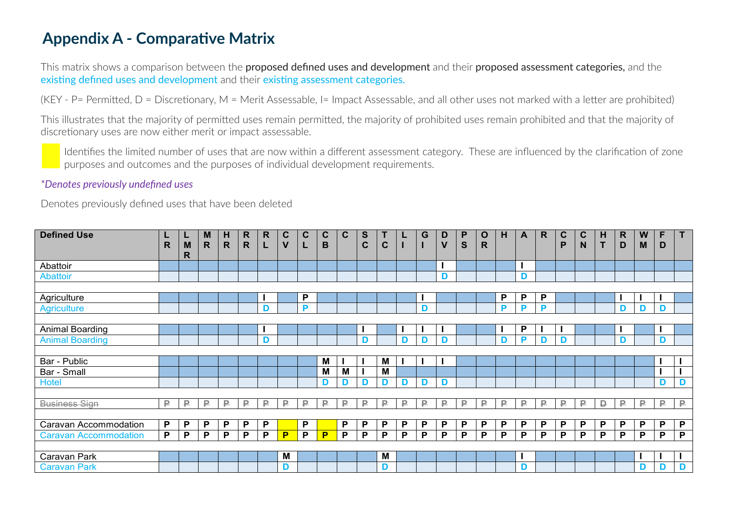# Appendix A - Comparative Matrix

This matrix shows a comparison between the **proposed defined uses and development** and their **proposed assessment categories,** and the existing defined uses and development and their existing assessment categories.

(KEY - P= Permitted, D = Discretionary, M = Merit Assessable, I= Impact Assessable, and all other uses not marked with a letter are prohibited)

This illustrates that the majority of permitted uses remain permitted, the majority of prohibited uses remain prohibited and that the majority of discretionary uses are now either merit or impact assessable.

Identifies the limited number of uses that are now within a different assessment category. These are influenced by the clarification of zone purposes and outcomes and the purposes of individual development requirements.

*\*Denotes previously undefined uses*

Denotes previously defined uses that have been deleted

| Defined Use | LR | LMR | MR | HR | RR | RL | CV | CL | CB | C | SC | TC | LI | GI | DV | PS | OR | H | A | R | CP | CN | HT | RD | WM | FD | T |
|---|---|---|---|---|---|---|---|---|---|---|---|---|---|---|---|---|---|---|---|---|---|---|---|---|---|---|---|
| Abattoir | | | | | | | | | | | | | | | I | | | | I | | | | | | | | |
| Abattoir | | | | | | | | | | | | | | | D | | | | D | | | | | | | | |
| | | | | | | | | | | | | | | | | | | | | | | | | | | | |
| Agriculture | | | | | | I | | P | | | | | | I | | | | P | P | P | | | | I | I | I | |
| Agriculture | | | | | | D | | P | | | | | | D | | | | P | P | P | | | | D | D | D | |
| | | | | | | | | | | | | | | | | | | | | | | | | | | | |
| Animal Boarding | | | | | | I | | | | | I | | I | I | I | | | I | P | I | I | | | I | | I | |
| Animal Boarding | | | | | | D | | | | | D | | D | D | D | | | D | P | D | D | | | D | | D | |
| | | | | | | | | | | | | | | | | | | | | | | | | | | | |
| Bar - Public | | | | | | | | | M | I | I | M | I | I | I | | | | | | | | | | | I | I |
| Bar - Small | | | | | | | | | M | M | I | M | | | | | | | | | | | | | | I | I |
| Hotel | | | | | | | | | D | D | D | D | D | D | D | | | | | | | | | | | D | D |
| | | | | | | | | | | | | | | | | | | | | | | | | | | | |
| ~~Business Sign~~ | ~~P~~ | ~~P~~ | ~~P~~ | ~~P~~ | ~~P~~ | ~~P~~ | ~~P~~ | ~~P~~ | ~~P~~ | ~~P~~ | ~~P~~ | ~~P~~ | ~~P~~ | ~~P~~ | ~~P~~ | ~~P~~ | ~~P~~ | ~~P~~ | ~~P~~ | ~~P~~ | ~~P~~ | ~~P~~ | ~~D~~ | ~~P~~ | ~~P~~ | ~~P~~ | ~~P~~ |
| | | | | | | | | | | | | | | | | | | | | | | | | | | | |
| Caravan Accommodation | P | P | P | P | P | P | | P | | P | P | P | P | P | P | P | P | P | P | P | P | P | P | P | P | P | P |
| Caravan Accommodation | P | P | P | P | P | P | P | P | P | P | P | P | P | P | P | P | P | P | P | P | P | P | P | P | P | P | P |
| | | | | | | | | | | | | | | | | | | | | | | | | | | | |
| Caravan Park | | | | | | | M | | | | | M | | | | | | | I | | | | | | I | I | I |
| Caravan Park | | | | | | | D | | | | | D | | | | | | | D | | | | | | D | D | D |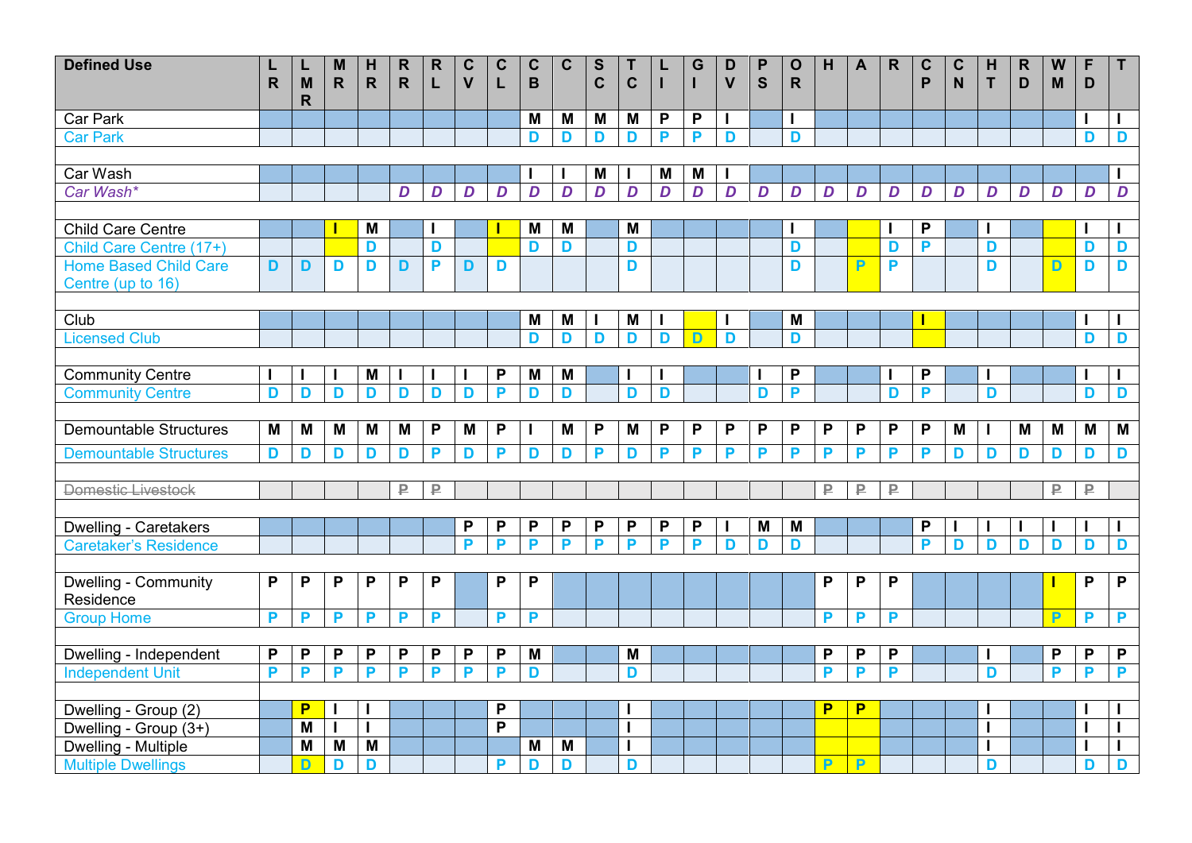| Defined Use | LR | LMR | MR | HR | RR | RL | CV | CL | CB | C | SC | TC | LI | GI | DV | PS | OR | H | A | R | CP | CN | HT | RD | WM | FD | T |
|---|---|---|---|---|---|---|---|---|---|---|---|---|---|---|---|---|---|---|---|---|---|---|---|---|---|---|---|
| Car Park | | | | | | | | | M | M | M | M | P | P | I | | I | | | | | | | | | I | I |
| Car Park | | | | | | | | | D | D | D | D | P | P | D | | D | | | | | | | | | D | D |
| Car Wash | | | | | | | | | I | I | M | I | M | M | I | | | | | | | | | | | | I |
| *Car Wash** | | | | | *D* | *D* | *D* | *D* | *D* | *D* | *D* | *D* | *D* | *D* | *D* | *D* | *D* | *D* | *D* | *D* | *D* | *D* | *D* | *D* | *D* | *D* | *D* |
| Child Care Centre | | | I | M | | I | | I | M | M | | M | | | | | I | | | I | P | | I | | | I | I |
| Child Care Centre (17+) | | | | D | | D | | | D | D | | D | | | | | D | | | D | P | | D | | | D | D |
| Home Based Child Care Centre (up to 16) | D | D | D | D | D | P | D | D | | | | D | | | | | D | | P | P | | | D | | D | D | D |
| Club | | | | | | | | | M | M | I | M | I | | I | | M | | | | I | | | | | I | I |
| Licensed Club | | | | | | | | | D | D | D | D | D | D | D | | D | | | | | | | | | D | D |
| Community Centre | I | I | I | M | I | I | I | P | M | M | | I | I | | | I | P | | | I | P | | I | | | I | I |
| Community Centre | D | D | D | D | D | D | D | P | D | D | | D | D | | | D | P | | | D | P | | D | | | D | D |
| Demountable Structures | M | M | M | M | M | P | M | P | I | M | P | M | P | P | P | P | P | P | P | P | P | M | I | M | M | M | M |
| Demountable Structures | D | D | D | D | D | P | D | P | D | D | P | D | P | P | P | P | P | P | P | P | P | D | D | D | D | D | D |
| ~~Domestic Livestock~~ | | | | | ~~P~~ | ~~P~~ | | | | | | | | | | | | ~~P~~ | ~~P~~ | ~~P~~ | | | | | ~~P~~ | ~~P~~ | |
| Dwelling - Caretakers | | | | | | | P | P | P | P | P | P | P | P | I | M | M | | | | P | I | I | I | I | I | I |
| Caretaker's Residence | | | | | | | P | P | P | P | P | P | P | P | D | D | D | | | | P | D | D | D | D | D | D |
| Dwelling - Community Residence | P | P | P | P | P | P | | P | P | | | | | | | | | P | P | P | | | | | I | P | P |
| Group Home | P | P | P | P | P | P | | P | P | | | | | | | | | P | P | P | | | | | P | P | P |
| Dwelling - Independent | P | P | P | P | P | P | P | P | M | | | M | | | | | | P | P | P | | | I | | P | P | P |
| Independent Unit | P | P | P | P | P | P | P | P | D | | | D | | | | | | P | P | P | | | D | | P | P | P |
| Dwelling - Group (2) | | P | I | I | | | | P | | | | I | | | | | | P | P | | | | I | | | I | I |
| Dwelling - Group (3+) | | M | I | I | | | | P | | | | I | | | | | | | | | | | I | | | I | I |
| Dwelling - Multiple | | M | M | M | | | | | M | M | | I | | | | | | | | | | | I | | | I | I |
| Multiple Dwellings | | D | D | D | | | | P | D | D | | D | | | | | | P | P | | | | D | | | D | D |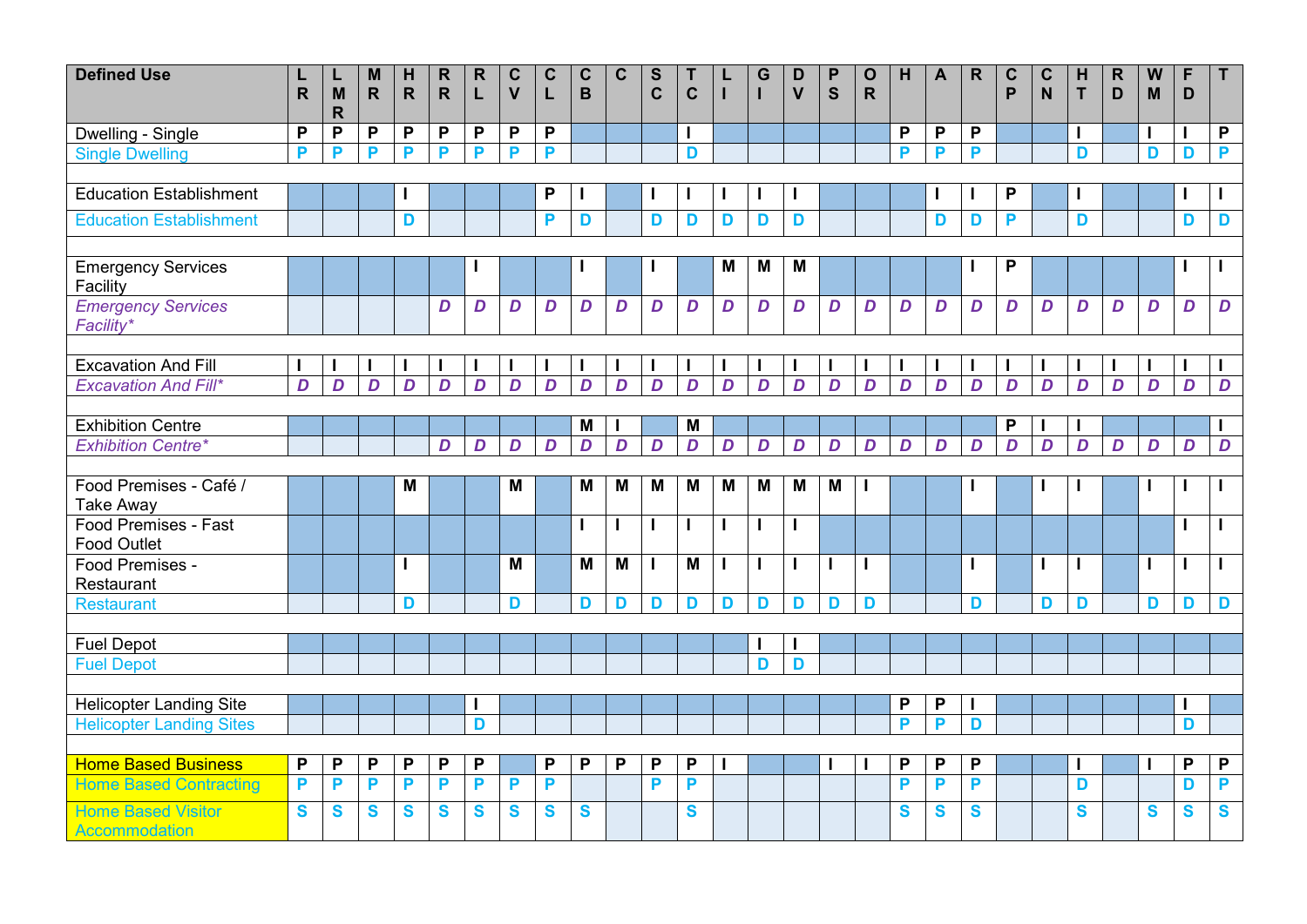| Defined Use | LR | LMR | MR | HR | RR | RL | CV | CL | CB | C | SC | TC | LI | GI | DV | PS | OR | H | A | R | CP | CN | HT | RD | WM | FD | T |
|---|---|---|---|---|---|---|---|---|---|---|---|---|---|---|---|---|---|---|---|---|---|---|---|---|---|---|---|
| Dwelling - Single | P | P | P | P | P | P | P | P | | | | I | | | | | | P | P | P | | | I | | I | I | P |
| Single Dwelling | P | P | P | P | P | P | P | P | | | | D | | | | | | P | P | P | | | D | | D | D | P |
| | | | | | | | | | | | | | | | | | | | | | | | | | | | |
| Education Establishment | | | | I | | | | P | I | | I | I | I | I | I | | | | I | I | P | | I | | | I | I |
| Education Establishment | | | | D | | | | P | D | | D | D | D | D | D | | | | D | D | P | | D | | | D | D |
| | | | | | | | | | | | | | | | | | | | | | | | | | | | |
| Emergency Services Facility | | | | | | I | | | I | | I | | M | M | M | | | | | I | P | | | | | I | I |
| *Emergency Services Facility** | | | | | *D* | *D* | *D* | *D* | *D* | *D* | *D* | *D* | *D* | *D* | *D* | *D* | *D* | *D* | *D* | *D* | *D* | *D* | *D* | *D* | *D* | *D* | *D* |
| | | | | | | | | | | | | | | | | | | | | | | | | | | | |
| Excavation And Fill | I | I | I | I | I | I | I | I | I | I | I | I | I | I | I | I | I | I | I | I | I | I | I | I | I | I | I |
| *Excavation And Fill** | *D* | *D* | *D* | *D* | *D* | *D* | *D* | *D* | *D* | *D* | *D* | *D* | *D* | *D* | *D* | *D* | *D* | *D* | *D* | *D* | *D* | *D* | *D* | *D* | *D* | *D* | *D* |
| | | | | | | | | | | | | | | | | | | | | | | | | | | | |
| Exhibition Centre | | | | | | | | | M | I | | M | | | | | | | | | P | I | I | | | | I |
| *Exhibition Centre** | | | | | *D* | *D* | *D* | *D* | *D* | *D* | *D* | *D* | *D* | *D* | *D* | *D* | *D* | *D* | *D* | *D* | *D* | *D* | *D* | *D* | *D* | *D* | *D* |
| | | | | | | | | | | | | | | | | | | | | | | | | | | | |
| Food Premises - Café / Take Away | | | | M | | | M | | M | M | M | M | M | M | M | M | I | | | I | | I | I | | I | I | I |
| Food Premises - Fast Food Outlet | | | | | | | | | I | I | I | I | I | I | I | | | | | | | | | | | I | I |
| Food Premises - Restaurant | | | | I | | | M | | M | M | I | M | I | I | I | I | I | | | I | | I | I | | I | I | I |
| Restaurant | | | | D | | | D | | D | D | D | D | D | D | D | D | D | | | D | | D | D | | D | D | D |
| | | | | | | | | | | | | | | | | | | | | | | | | | | | |
| Fuel Depot | | | | | | | | | | | | | | I | I | | | | | | | | | | | | |
| Fuel Depot | | | | | | | | | | | | | | D | D | | | | | | | | | | | | |
| | | | | | | | | | | | | | | | | | | | | | | | | | | | |
| Helicopter Landing Site | | | | | | I | | | | | | | | | | | | P | P | I | | | | | | I | |
| Helicopter Landing Sites | | | | | | D | | | | | | | | | | | | P | P | D | | | | | | D | |
| | | | | | | | | | | | | | | | | | | | | | | | | | | | |
| Home Based Business | P | P | P | P | P | P | | P | P | P | P | P | I | | | I | I | P | P | P | | | I | | I | P | P |
| Home Based Contracting | P | P | P | P | P | P | P | P | | | P | P | | | | | | P | P | P | | | D | | | D | P |
| Home Based Visitor Accommodation | S | S | S | S | S | S | S | S | S | | | S | | | | | | S | S | S | | | S | | S | S | S |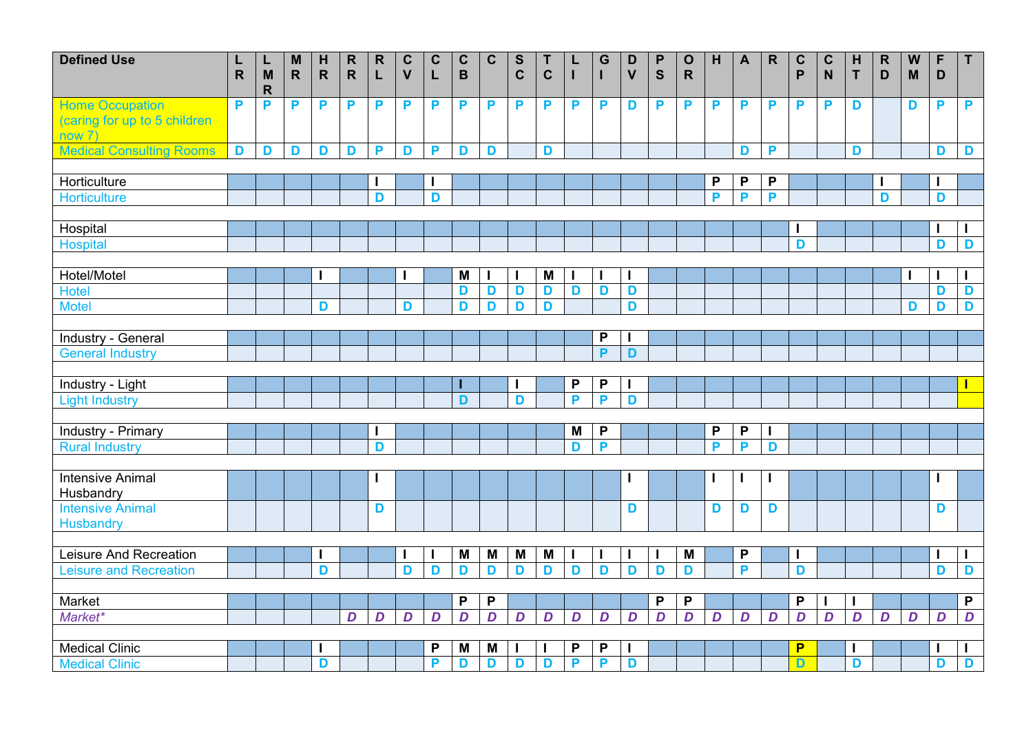| Defined Use | LR | LMR | MR | HR | RR | RL | CV | CL | CB | C | SC | TC | LI | GI | DV | PS | OR | H | A | R | CP | CN | HT | RD | WM | FD | T |
|---|---|---|---|---|---|---|---|---|---|---|---|---|---|---|---|---|---|---|---|---|---|---|---|---|---|---|---|
| Home Occupation (caring for up to 5 children now 7) | P | P | P | P | P | P | P | P | P | P | P | P | P | P | D | P | P | P | P | P | P | P | D | | D | P | P |
| Medical Consulting Rooms | D | D | D | D | D | P | D | P | D | D | | D | | | | | | | D | P | | | D | | | D | D |
| | | | | | | | | | | | | | | | | | | | | | | | | | | | |
| Horticulture | | | | | | I | | I | | | | | | | | | | P | P | P | | | | I | | I | |
| Horticulture | | | | | | D | | D | | | | | | | | | | P | P | P | | | | D | | D | |
| | | | | | | | | | | | | | | | | | | | | | | | | | | | |
| Hospital | | | | | | | | | | | | | | | | | | | | | I | | | | | I | I |
| Hospital | | | | | | | | | | | | | | | | | | | | | D | | | | | D | D |
| | | | | | | | | | | | | | | | | | | | | | | | | | | | |
| Hotel/Motel | | | | I | | | I | | M | I | I | M | I | I | I | | | | | | | | | | I | I | I |
| Hotel | | | | | | | | | D | D | D | D | D | D | D | | | | | | | | | | | D | D |
| Motel | | | | D | | | D | | D | D | D | D | | | D | | | | | | | | | | D | D | D |
| | | | | | | | | | | | | | | | | | | | | | | | | | | | |
| Industry - General | | | | | | | | | | | | | | P | I | | | | | | | | | | | | |
| General Industry | | | | | | | | | | | | | | P | D | | | | | | | | | | | | |
| | | | | | | | | | | | | | | | | | | | | | | | | | | | |
| Industry - Light | | | | | | | | | I | | I | | P | P | I | | | | | | | | | | | | I |
| Light Industry | | | | | | | | | D | | D | | P | P | D | | | | | | | | | | | | |
| | | | | | | | | | | | | | | | | | | | | | | | | | | | |
| Industry - Primary | | | | | | I | | | | | | | M | P | | | | P | P | I | | | | | | | |
| Rural Industry | | | | | | D | | | | | | | D | P | | | | P | P | D | | | | | | | |
| | | | | | | | | | | | | | | | | | | | | | | | | | | | |
| Intensive Animal Husbandry | | | | | | I | | | | | | | | | I | | | I | I | I | | | | | | I | |
| Intensive Animal Husbandry | | | | | | D | | | | | | | | | D | | | D | D | D | | | | | | D | |
| | | | | | | | | | | | | | | | | | | | | | | | | | | | |
| Leisure And Recreation | | | | I | | | I | I | M | M | M | M | I | I | I | I | M | | P | | I | | | | | I | I |
| Leisure and Recreation | | | | D | | | D | D | D | D | D | D | D | D | D | D | D | | P | | D | | | | | D | D |
| | | | | | | | | | | | | | | | | | | | | | | | | | | | |
| Market | | | | | | | | | P | P | | | | | | P | P | | | | P | I | I | | | | P |
| *Market** | | | | | *D* | *D* | *D* | *D* | *D* | *D* | *D* | *D* | *D* | *D* | *D* | *D* | *D* | *D* | *D* | *D* | *D* | *D* | *D* | *D* | *D* | *D* | *D* |
| | | | | | | | | | | | | | | | | | | | | | | | | | | | |
| Medical Clinic | | | | I | | | | P | M | M | I | I | P | P | I | | | | | | P | | I | | | I | I |
| Medical Clinic | | | | D | | | | P | D | D | D | D | P | P | D | | | | | | D | | D | | | D | D |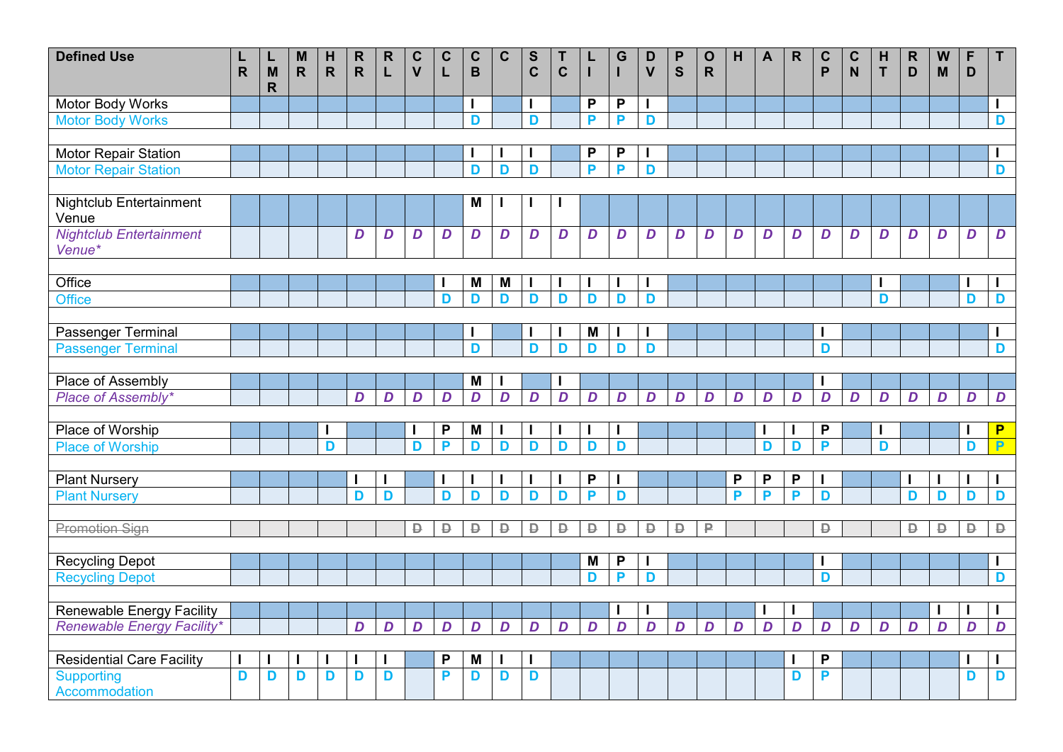| Defined Use | LR | LMR | MR | HR | RR | RL | CV | CL | CB | C | SC | TC | LI | GI | DV | PS | OR | H | A | R | CP | CN | HT | RD | WM | FD | T |
|---|---|---|---|---|---|---|---|---|---|---|---|---|---|---|---|---|---|---|---|---|---|---|---|---|---|---|---|
| Motor Body Works | | | | | | | | | I | | I | | P | P | I | | | | | | | | | | | | I |
| Motor Body Works | | | | | | | | | D | | D | | P | P | D | | | | | | | | | | | | D |
| | | | | | | | | | | | | | | | | | | | | | | | | | | | |
| Motor Repair Station | | | | | | | | | I | I | I | | P | P | I | | | | | | | | | | | | I |
| Motor Repair Station | | | | | | | | | D | D | D | | P | P | D | | | | | | | | | | | | D |
| | | | | | | | | | | | | | | | | | | | | | | | | | | | |
| Nightclub Entertainment Venue | | | | | | | | | M | I | I | I | | | | | | | | | | | | | | | |
| *Nightclub Entertainment Venue** | | | | | *D* | *D* | *D* | *D* | *D* | *D* | *D* | *D* | *D* | *D* | *D* | *D* | *D* | *D* | *D* | *D* | *D* | *D* | *D* | *D* | *D* | *D* | *D* |
| | | | | | | | | | | | | | | | | | | | | | | | | | | | |
| Office | | | | | | | | I | M | M | I | I | I | I | I | | | | | | | | I | | | I | I |
| Office | | | | | | | | D | D | D | D | D | D | D | D | | | | | | | | D | | | D | D |
| | | | | | | | | | | | | | | | | | | | | | | | | | | | |
| Passenger Terminal | | | | | | | | | I | | I | I | M | I | I | | | | | | I | | | | | | I |
| Passenger Terminal | | | | | | | | | D | | D | D | D | D | D | | | | | | D | | | | | | D |
| | | | | | | | | | | | | | | | | | | | | | | | | | | | |
| Place of Assembly | | | | | | | | | M | I | | I | | | | | | | | | I | | | | | | |
| *Place of Assembly** | | | | | *D* | *D* | *D* | *D* | *D* | *D* | *D* | *D* | *D* | *D* | *D* | *D* | *D* | *D* | *D* | *D* | *D* | *D* | *D* | *D* | *D* | *D* | *D* |
| | | | | | | | | | | | | | | | | | | | | | | | | | | | |
| Place of Worship | | | | I | | | I | P | M | I | I | I | I | I | | | | | I | I | P | | I | | | I | P |
| Place of Worship | | | | D | | | D | P | D | D | D | D | D | D | | | | | D | D | P | | D | | | D | P |
| | | | | | | | | | | | | | | | | | | | | | | | | | | | |
| Plant Nursery | | | | | I | I | | I | I | I | I | I | P | I | | | | P | P | P | I | | | I | I | I | I |
| Plant Nursery | | | | | D | D | | D | D | D | D | D | P | D | | | | P | P | P | D | | | D | D | D | D |
| | | | | | | | | | | | | | | | | | | | | | | | | | | | |
| ~~Promotion Sign~~ | | | | | | | ~~D~~ | ~~D~~ | ~~D~~ | ~~D~~ | ~~D~~ | ~~D~~ | ~~D~~ | ~~D~~ | ~~D~~ | ~~D~~ | ~~P~~ | | | | ~~D~~ | | | ~~D~~ | ~~D~~ | ~~D~~ | ~~D~~ |
| | | | | | | | | | | | | | | | | | | | | | | | | | | | |
| Recycling Depot | | | | | | | | | | | | | M | P | I | | | | | | I | | | | | | I |
| Recycling Depot | | | | | | | | | | | | | D | P | D | | | | | | D | | | | | | D |
| | | | | | | | | | | | | | | | | | | | | | | | | | | | |
| Renewable Energy Facility | | | | | | | | | | | | | | I | I | | | | I | I | | | | | I | I | I |
| *Renewable Energy Facility** | | | | | *D* | *D* | *D* | *D* | *D* | *D* | *D* | *D* | *D* | *D* | *D* | *D* | *D* | *D* | *D* | *D* | *D* | *D* | *D* | *D* | *D* | *D* | *D* |
| | | | | | | | | | | | | | | | | | | | | | | | | | | | |
| Residential Care Facility | I | I | I | I | I | I | | P | M | I | I | | | | | | | | | I | P | | | | | I | I |
| Supporting Accommodation | D | D | D | D | D | D | | P | D | D | D | | | | | | | | | D | P | | | | | D | D |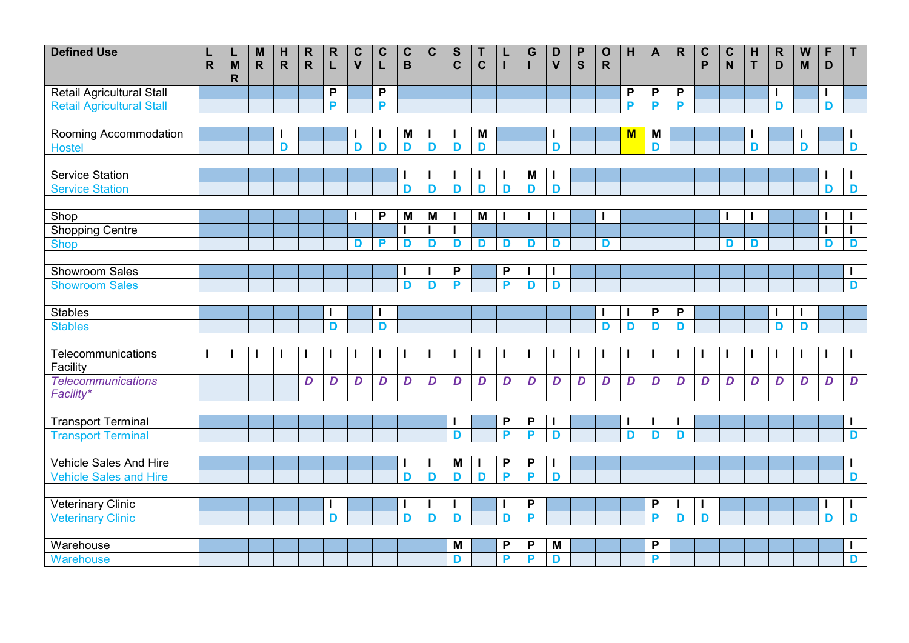| Defined Use | LR | LMR | MR | HR | RR | RL | CV | CL | CB | C | SC | TC | LI | GI | DV | PS | OR | H | A | R | CP | CN | HT | RD | WM | FD | T |
|---|---|---|---|---|---|---|---|---|---|---|---|---|---|---|---|---|---|---|---|---|---|---|---|---|---|---|---|
| Retail Agricultural Stall | | | | | | P | | P | | | | | | | | | | P | P | P | | | | I | | I | |
| Retail Agricultural Stall | | | | | | P | | P | | | | | | | | | | P | P | P | | | | D | | D | |
| | | | | | | | | | | | | | | | | | | | | | | | | | | | |
| Rooming Accommodation | | | | I | | | I | I | M | I | I | M | | | I | | | M | M | | | | I | | I | | I |
| Hostel | | | | D | | | D | D | D | D | D | D | | | D | | | | D | | | | D | | D | | D |
| | | | | | | | | | | | | | | | | | | | | | | | | | | | |
| Service Station | | | | | | | | | I | I | I | I | I | M | I | | | | | | | | | | | I | I |
| Service Station | | | | | | | | | D | D | D | D | D | D | D | | | | | | | | | | | D | D |
| | | | | | | | | | | | | | | | | | | | | | | | | | | | |
| Shop | | | | | | | I | P | M | M | I | M | I | I | I | | I | | | | | I | I | | | I | I |
| Shopping Centre | | | | | | | | | I | I | I | | | | | | | | | | | | | | | I | I |
| Shop | | | | | | | D | P | D | D | D | D | D | D | D | | D | | | | | D | D | | | D | D |
| | | | | | | | | | | | | | | | | | | | | | | | | | | | |
| Showroom Sales | | | | | | | | | I | I | P | | P | I | I | | | | | | | | | | | | I |
| Showroom Sales | | | | | | | | | D | D | P | | P | D | D | | | | | | | | | | | | D |
| | | | | | | | | | | | | | | | | | | | | | | | | | | | |
| Stables | | | | | | I | | I | | | | | | | | | I | I | P | P | | | | I | I | | |
| Stables | | | | | | D | | D | | | | | | | | | D | D | D | D | | | | D | D | | |
| | | | | | | | | | | | | | | | | | | | | | | | | | | | |
| Telecommunications Facility | I | I | I | I | I | I | I | I | I | I | I | I | I | I | I | I | I | I | I | I | I | I | I | I | I | I | I |
| *Telecommunications Facility** | | | | | *D* | *D* | *D* | *D* | *D* | *D* | *D* | *D* | *D* | *D* | *D* | *D* | *D* | *D* | *D* | *D* | *D* | *D* | *D* | *D* | *D* | *D* | *D* |
| | | | | | | | | | | | | | | | | | | | | | | | | | | | |
| Transport Terminal | | | | | | | | | | | I | | P | P | I | | | I | I | I | | | | | | | I |
| Transport Terminal | | | | | | | | | | | D | | P | P | D | | | D | D | D | | | | | | | D |
| | | | | | | | | | | | | | | | | | | | | | | | | | | | |
| Vehicle Sales And Hire | | | | | | | | | I | I | M | I | P | P | I | | | | | | | | | | | | I |
| Vehicle Sales and Hire | | | | | | | | | D | D | D | D | P | P | D | | | | | | | | | | | | D |
| | | | | | | | | | | | | | | | | | | | | | | | | | | | |
| Veterinary Clinic | | | | | | I | | | I | I | I | | I | P | | | | | P | I | I | | | | | I | I |
| Veterinary Clinic | | | | | | D | | | D | D | D | | D | P | | | | | P | D | D | | | | | D | D |
| | | | | | | | | | | | | | | | | | | | | | | | | | | | |
| Warehouse | | | | | | | | | | | M | | P | P | M | | | | P | | | | | | | | I |
| Warehouse | | | | | | | | | | | D | | P | P | D | | | | P | | | | | | | | D |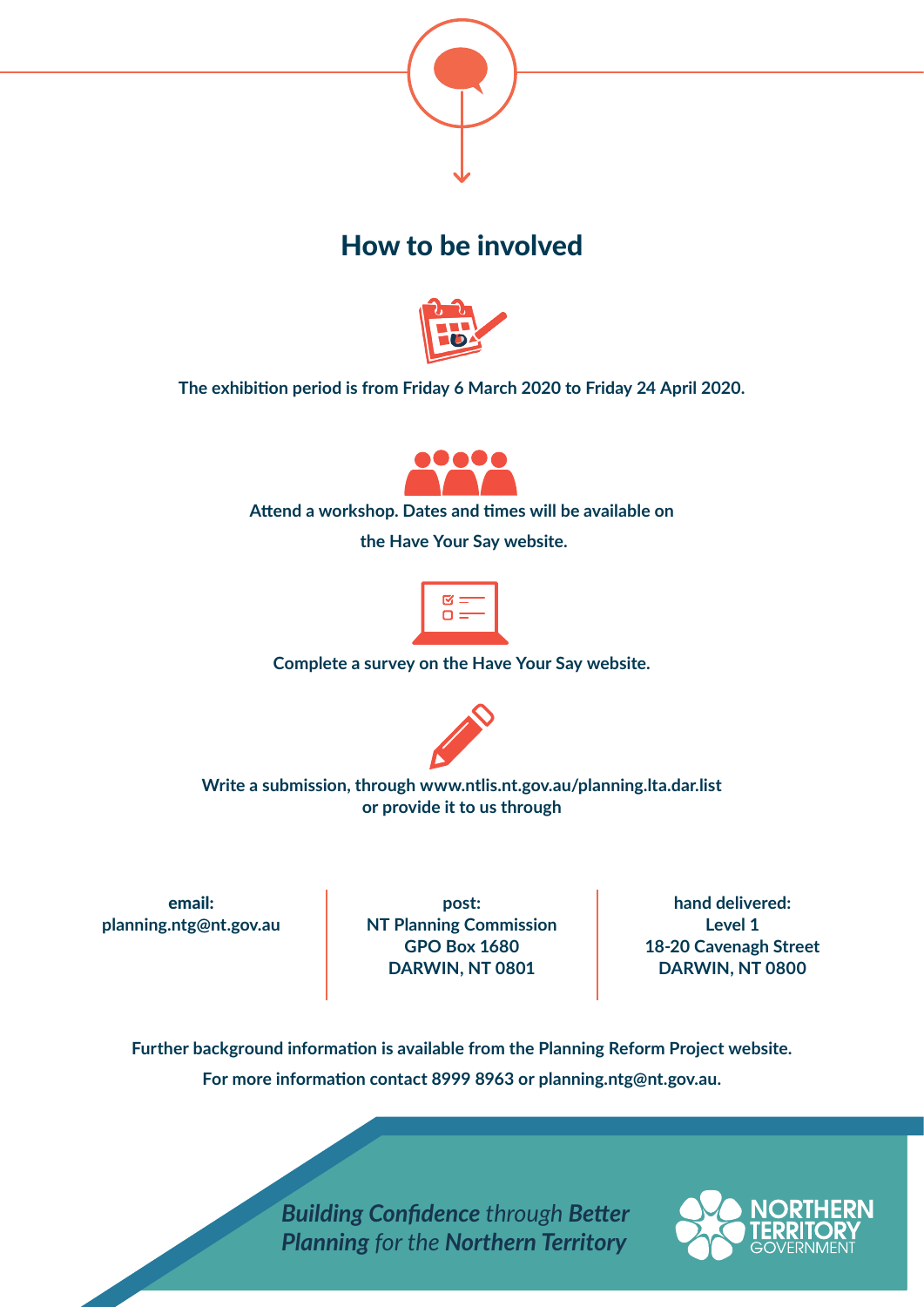## How to be involved

**The exhibition period is from Friday 6 March 2020 to Friday 24 April 2020.**

**Attend a workshop. Dates and times will be available on the Have Your Say website.**

**Complete a survey on the Have Your Say website.**

**Write a submission, through www.ntlis.nt.gov.au/planning.lta.dar.list or provide it to us through**

**email:**
**planning.ntg@nt.gov.au**

**post:**
**NT Planning Commission**
**GPO Box 1680**
**DARWIN, NT 0801**

**hand delivered:**
**Level 1**
**18-20 Cavenagh Street**
**DARWIN, NT 0800**

**Further background information is available from the Planning Reform Project website.**

**For more information contact 8999 8963 or planning.ntg@nt.gov.au.**

***Building Confidence** through **Better Planning** for the **Northern Territory***

NORTHERN TERRITORY GOVERNMENT